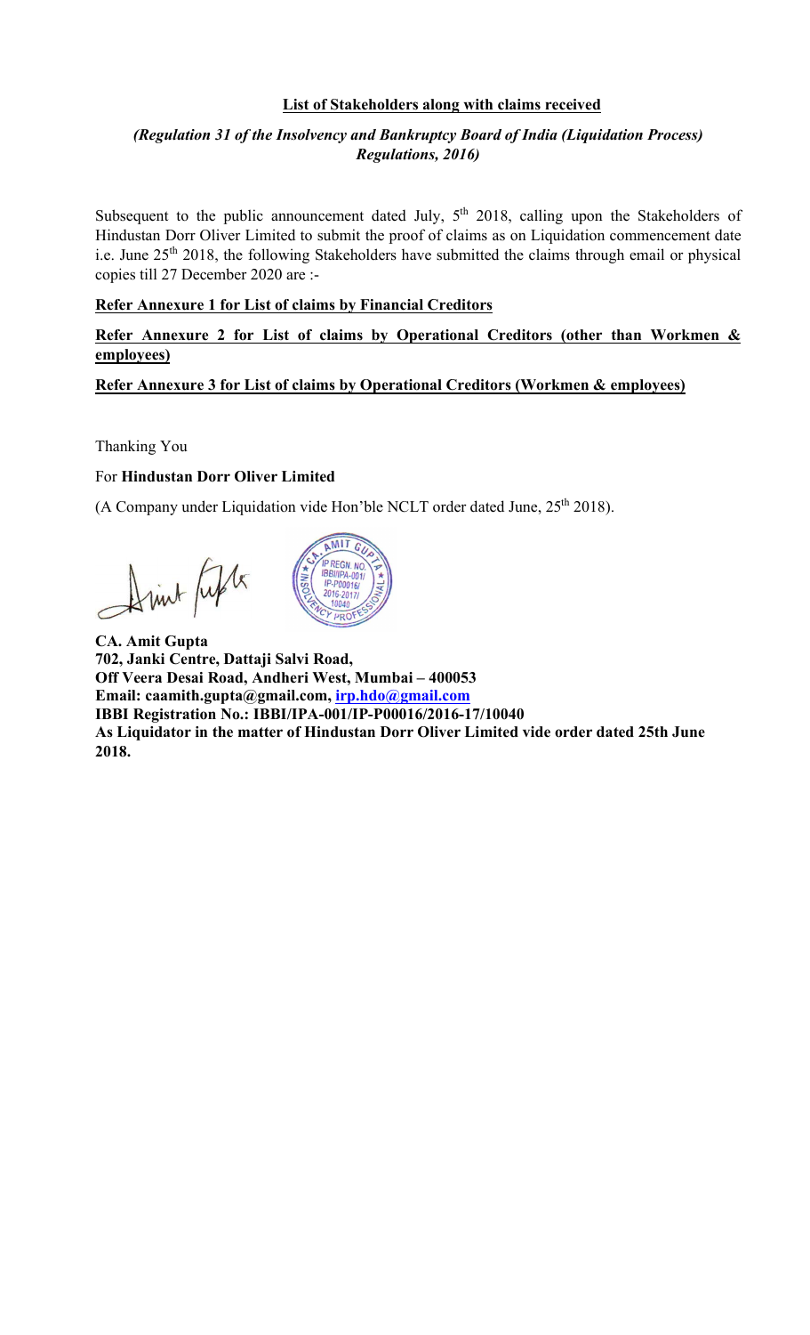**List of Stakeholders along with claims received**

***(Regulation 31 of the Insolvency and Bankruptcy Board of India (Liquidation Process) Regulations, 2016)***

Subsequent to the public announcement dated July, 5th 2018, calling upon the Stakeholders of Hindustan Dorr Oliver Limited to submit the proof of claims as on Liquidation commencement date i.e. June 25th 2018, the following Stakeholders have submitted the claims through email or physical copies till 27 December 2020 are :-

**Refer Annexure 1 for List of claims by Financial Creditors**

**Refer Annexure 2 for List of claims by Operational Creditors (other than Workmen & employees)**

**Refer Annexure 3 for List of claims by Operational Creditors (Workmen & employees)**

Thanking You

For **Hindustan Dorr Oliver Limited**

(A Company under Liquidation vide Hon'ble NCLT order dated June, 25th 2018).

**CA. Amit Gupta**
**702, Janki Centre, Dattaji Salvi Road,**
**Off Veera Desai Road, Andheri West, Mumbai – 400053**
**Email: caamith.gupta@gmail.com, irp.hdo@gmail.com**
**IBBI Registration No.: IBBI/IPA-001/IP-P00016/2016-17/10040**
**As Liquidator in the matter of Hindustan Dorr Oliver Limited vide order dated 25th June 2018.**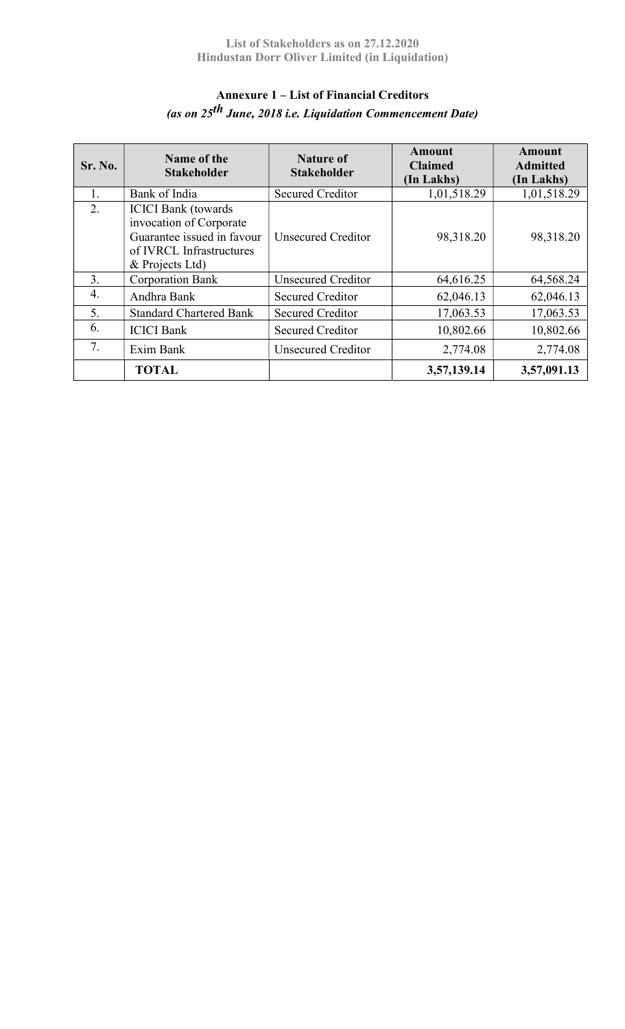## Annexure 1 – List of Financial Creditors

***(as on 25th June, 2018 i.e. Liquidation Commencement Date)***

| Sr. No. | Name of the Stakeholder | Nature of Stakeholder | Amount Claimed (In Lakhs) | Amount Admitted (In Lakhs) |
|---|---|---|---|---|
| 1. | Bank of India | Secured Creditor | 1,01,518.29 | 1,01,518.29 |
| 2. | ICICI Bank (towards invocation of Corporate Guarantee issued in favour of IVRCL Infrastructures & Projects Ltd) | Unsecured Creditor | 98,318.20 | 98,318.20 |
| 3. | Corporation Bank | Unsecured Creditor | 64,616.25 | 64,568.24 |
| 4. | Andhra Bank | Secured Creditor | 62,046.13 | 62,046.13 |
| 5. | Standard Chartered Bank | Secured Creditor | 17,063.53 | 17,063.53 |
| 6. | ICICI Bank | Secured Creditor | 10,802.66 | 10,802.66 |
| 7. | Exim Bank | Unsecured Creditor | 2,774.08 | 2,774.08 |
| | **TOTAL** | | **3,57,139.14** | **3,57,091.13** |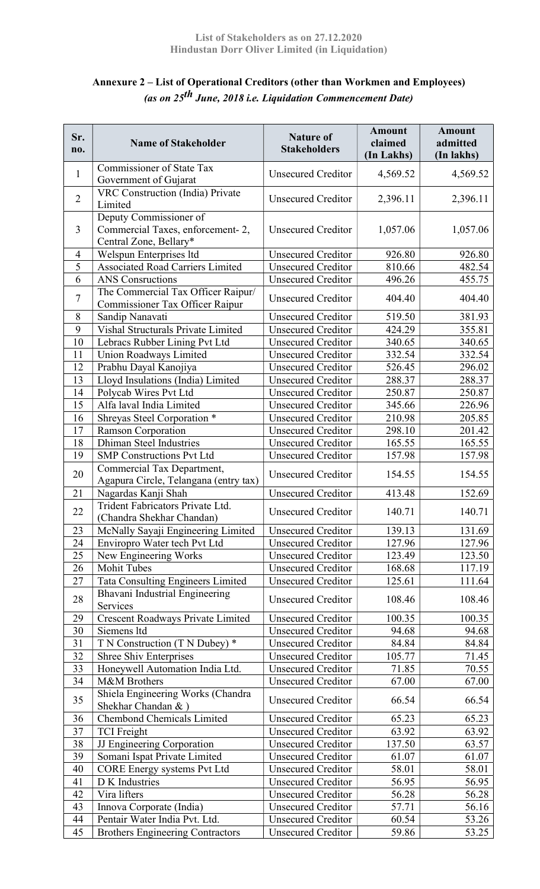## Annexure 2 – List of Operational Creditors (other than Workmen and Employees)

*(as on 25th June, 2018 i.e. Liquidation Commencement Date)*

| Sr. no. | Name of Stakeholder | Nature of Stakeholders | Amount claimed (In Lakhs) | Amount admitted (In lakhs) |
|---|---|---|---|---|
| 1 | Commissioner of State Tax Government of Gujarat | Unsecured Creditor | 4,569.52 | 4,569.52 |
| 2 | VRC Construction (India) Private Limited | Unsecured Creditor | 2,396.11 | 2,396.11 |
| 3 | Deputy Commissioner of Commercial Taxes, enforcement- 2, Central Zone, Bellary* | Unsecured Creditor | 1,057.06 | 1,057.06 |
| 4 | Welspun Enterprises ltd | Unsecured Creditor | 926.80 | 926.80 |
| 5 | Associated Road Carriers Limited | Unsecured Creditor | 810.66 | 482.54 |
| 6 | ANS Consructions | Unsecured Creditor | 496.26 | 455.75 |
| 7 | The Commercial Tax Officer Raipur/ Commissioner Tax Officer Raipur | Unsecured Creditor | 404.40 | 404.40 |
| 8 | Sandip Nanavati | Unsecured Creditor | 519.50 | 381.93 |
| 9 | Vishal Structurals Private Limited | Unsecured Creditor | 424.29 | 355.81 |
| 10 | Lebracs Rubber Lining Pvt Ltd | Unsecured Creditor | 340.65 | 340.65 |
| 11 | Union Roadways Limited | Unsecured Creditor | 332.54 | 332.54 |
| 12 | Prabhu Dayal Kanojiya | Unsecured Creditor | 526.45 | 296.02 |
| 13 | Lloyd Insulations (India) Limited | Unsecured Creditor | 288.37 | 288.37 |
| 14 | Polycab Wires Pvt Ltd | Unsecured Creditor | 250.87 | 250.87 |
| 15 | Alfa laval India Limited | Unsecured Creditor | 345.66 | 226.96 |
| 16 | Shreyas Steel Corporation * | Unsecured Creditor | 210.98 | 205.85 |
| 17 | Ramson Corporation | Unsecured Creditor | 298.10 | 201.42 |
| 18 | Dhiman Steel Industries | Unsecured Creditor | 165.55 | 165.55 |
| 19 | SMP Constructions Pvt Ltd | Unsecured Creditor | 157.98 | 157.98 |
| 20 | Commercial Tax Department, Agapura Circle, Telangana (entry tax) | Unsecured Creditor | 154.55 | 154.55 |
| 21 | Nagardas Kanji Shah | Unsecured Creditor | 413.48 | 152.69 |
| 22 | Trident Fabricators Private Ltd. (Chandra Shekhar Chandan) | Unsecured Creditor | 140.71 | 140.71 |
| 23 | McNally Sayaji Engineering Limited | Unsecured Creditor | 139.13 | 131.69 |
| 24 | Enviropro Water tech Pvt Ltd | Unsecured Creditor | 127.96 | 127.96 |
| 25 | New Engineering Works | Unsecured Creditor | 123.49 | 123.50 |
| 26 | Mohit Tubes | Unsecured Creditor | 168.68 | 117.19 |
| 27 | Tata Consulting Engineers Limited | Unsecured Creditor | 125.61 | 111.64 |
| 28 | Bhavani Industrial Engineering Services | Unsecured Creditor | 108.46 | 108.46 |
| 29 | Crescent Roadways Private Limited | Unsecured Creditor | 100.35 | 100.35 |
| 30 | Siemens ltd | Unsecured Creditor | 94.68 | 94.68 |
| 31 | T N Construction (T N Dubey) * | Unsecured Creditor | 84.84 | 84.84 |
| 32 | Shree Shiv Enterprises | Unsecured Creditor | 105.77 | 71.45 |
| 33 | Honeywell Automation India Ltd. | Unsecured Creditor | 71.85 | 70.55 |
| 34 | M&M Brothers | Unsecured Creditor | 67.00 | 67.00 |
| 35 | Shiela Engineering Works (Chandra Shekhar Chandan & ) | Unsecured Creditor | 66.54 | 66.54 |
| 36 | Chembond Chemicals Limited | Unsecured Creditor | 65.23 | 65.23 |
| 37 | TCI Freight | Unsecured Creditor | 63.92 | 63.92 |
| 38 | JJ Engineering Corporation | Unsecured Creditor | 137.50 | 63.57 |
| 39 | Somani Ispat Private Limited | Unsecured Creditor | 61.07 | 61.07 |
| 40 | CORE Energy systems Pvt Ltd | Unsecured Creditor | 58.01 | 58.01 |
| 41 | D K Industries | Unsecured Creditor | 56.95 | 56.95 |
| 42 | Vira lifters | Unsecured Creditor | 56.28 | 56.28 |
| 43 | Innova Corporate (India) | Unsecured Creditor | 57.71 | 56.16 |
| 44 | Pentair Water India Pvt. Ltd. | Unsecured Creditor | 60.54 | 53.26 |
| 45 | Brothers Engineering Contractors | Unsecured Creditor | 59.86 | 53.25 |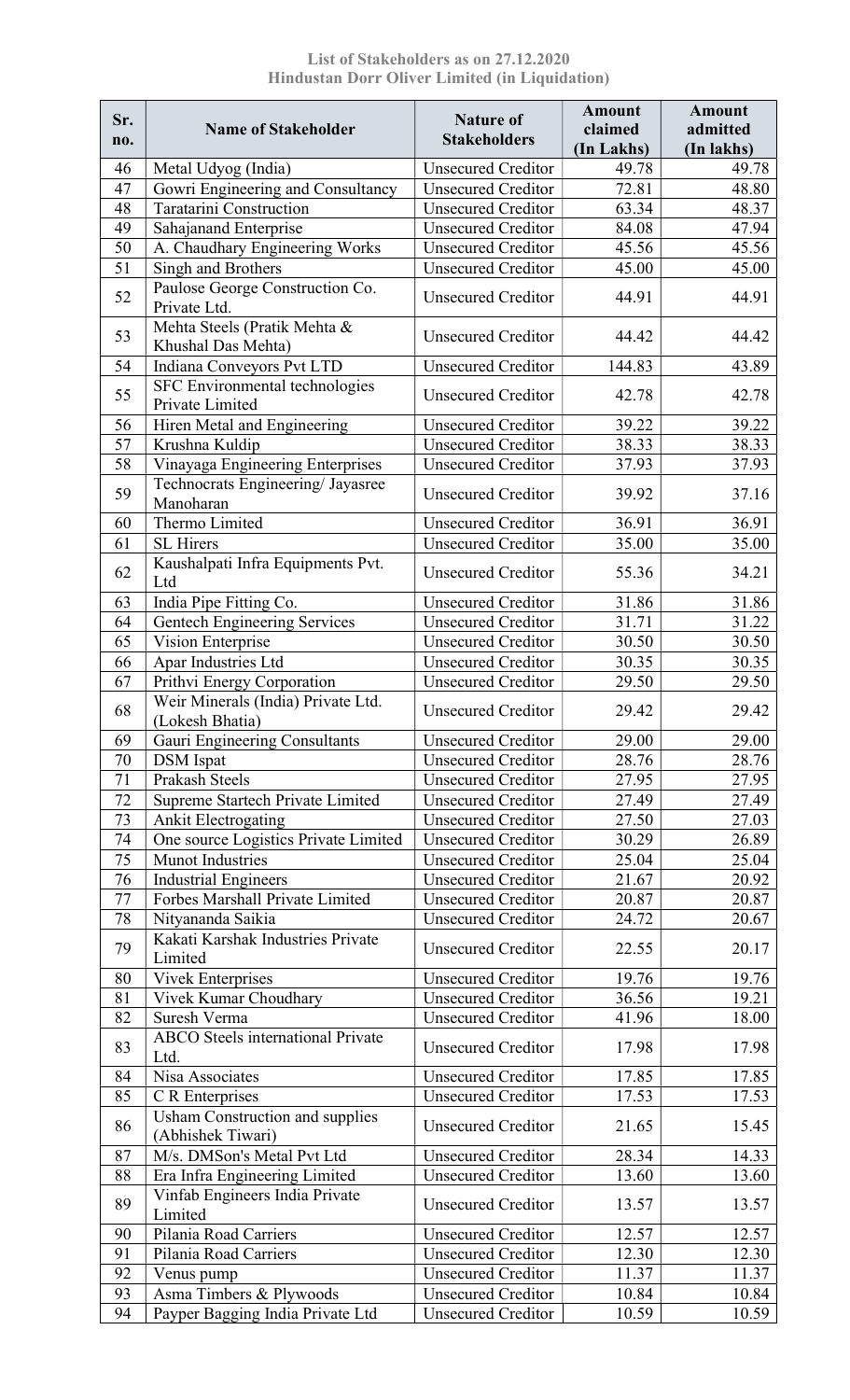**List of Stakeholders as on 27.12.2020**
**Hindustan Dorr Oliver Limited (in Liquidation)**

| Sr. no. | Name of Stakeholder | Nature of Stakeholders | Amount claimed (In Lakhs) | Amount admitted (In lakhs) |
|---|---|---|---|---|
| 46 | Metal Udyog (India) | Unsecured Creditor | 49.78 | 49.78 |
| 47 | Gowri Engineering and Consultancy | Unsecured Creditor | 72.81 | 48.80 |
| 48 | Taratarini Construction | Unsecured Creditor | 63.34 | 48.37 |
| 49 | Sahajanand Enterprise | Unsecured Creditor | 84.08 | 47.94 |
| 50 | A. Chaudhary Engineering Works | Unsecured Creditor | 45.56 | 45.56 |
| 51 | Singh and Brothers | Unsecured Creditor | 45.00 | 45.00 |
| 52 | Paulose George Construction Co. Private Ltd. | Unsecured Creditor | 44.91 | 44.91 |
| 53 | Mehta Steels (Pratik Mehta & Khushal Das Mehta) | Unsecured Creditor | 44.42 | 44.42 |
| 54 | Indiana Conveyors Pvt LTD | Unsecured Creditor | 144.83 | 43.89 |
| 55 | SFC Environmental technologies Private Limited | Unsecured Creditor | 42.78 | 42.78 |
| 56 | Hiren Metal and Engineering | Unsecured Creditor | 39.22 | 39.22 |
| 57 | Krushna Kuldip | Unsecured Creditor | 38.33 | 38.33 |
| 58 | Vinayaga Engineering Enterprises | Unsecured Creditor | 37.93 | 37.93 |
| 59 | Technocrats Engineering/ Jayasree Manoharan | Unsecured Creditor | 39.92 | 37.16 |
| 60 | Thermo Limited | Unsecured Creditor | 36.91 | 36.91 |
| 61 | SL Hirers | Unsecured Creditor | 35.00 | 35.00 |
| 62 | Kaushalpati Infra Equipments Pvt. Ltd | Unsecured Creditor | 55.36 | 34.21 |
| 63 | India Pipe Fitting Co. | Unsecured Creditor | 31.86 | 31.86 |
| 64 | Gentech Engineering Services | Unsecured Creditor | 31.71 | 31.22 |
| 65 | Vision Enterprise | Unsecured Creditor | 30.50 | 30.50 |
| 66 | Apar Industries Ltd | Unsecured Creditor | 30.35 | 30.35 |
| 67 | Prithvi Energy Corporation | Unsecured Creditor | 29.50 | 29.50 |
| 68 | Weir Minerals (India) Private Ltd. (Lokesh Bhatia) | Unsecured Creditor | 29.42 | 29.42 |
| 69 | Gauri Engineering Consultants | Unsecured Creditor | 29.00 | 29.00 |
| 70 | DSM Ispat | Unsecured Creditor | 28.76 | 28.76 |
| 71 | Prakash Steels | Unsecured Creditor | 27.95 | 27.95 |
| 72 | Supreme Startech Private Limited | Unsecured Creditor | 27.49 | 27.49 |
| 73 | Ankit Electrogating | Unsecured Creditor | 27.50 | 27.03 |
| 74 | One source Logistics Private Limited | Unsecured Creditor | 30.29 | 26.89 |
| 75 | Munot Industries | Unsecured Creditor | 25.04 | 25.04 |
| 76 | Industrial Engineers | Unsecured Creditor | 21.67 | 20.92 |
| 77 | Forbes Marshall Private Limited | Unsecured Creditor | 20.87 | 20.87 |
| 78 | Nityananda Saikia | Unsecured Creditor | 24.72 | 20.67 |
| 79 | Kakati Karshak Industries Private Limited | Unsecured Creditor | 22.55 | 20.17 |
| 80 | Vivek Enterprises | Unsecured Creditor | 19.76 | 19.76 |
| 81 | Vivek Kumar Choudhary | Unsecured Creditor | 36.56 | 19.21 |
| 82 | Suresh Verma | Unsecured Creditor | 41.96 | 18.00 |
| 83 | ABCO Steels international Private Ltd. | Unsecured Creditor | 17.98 | 17.98 |
| 84 | Nisa Associates | Unsecured Creditor | 17.85 | 17.85 |
| 85 | C R Enterprises | Unsecured Creditor | 17.53 | 17.53 |
| 86 | Usham Construction and supplies (Abhishek Tiwari) | Unsecured Creditor | 21.65 | 15.45 |
| 87 | M/s. DMSon's Metal Pvt Ltd | Unsecured Creditor | 28.34 | 14.33 |
| 88 | Era Infra Engineering Limited | Unsecured Creditor | 13.60 | 13.60 |
| 89 | Vinfab Engineers India Private Limited | Unsecured Creditor | 13.57 | 13.57 |
| 90 | Pilania Road Carriers | Unsecured Creditor | 12.57 | 12.57 |
| 91 | Pilania Road Carriers | Unsecured Creditor | 12.30 | 12.30 |
| 92 | Venus pump | Unsecured Creditor | 11.37 | 11.37 |
| 93 | Asma Timbers & Plywoods | Unsecured Creditor | 10.84 | 10.84 |
| 94 | Payper Bagging India Private Ltd | Unsecured Creditor | 10.59 | 10.59 |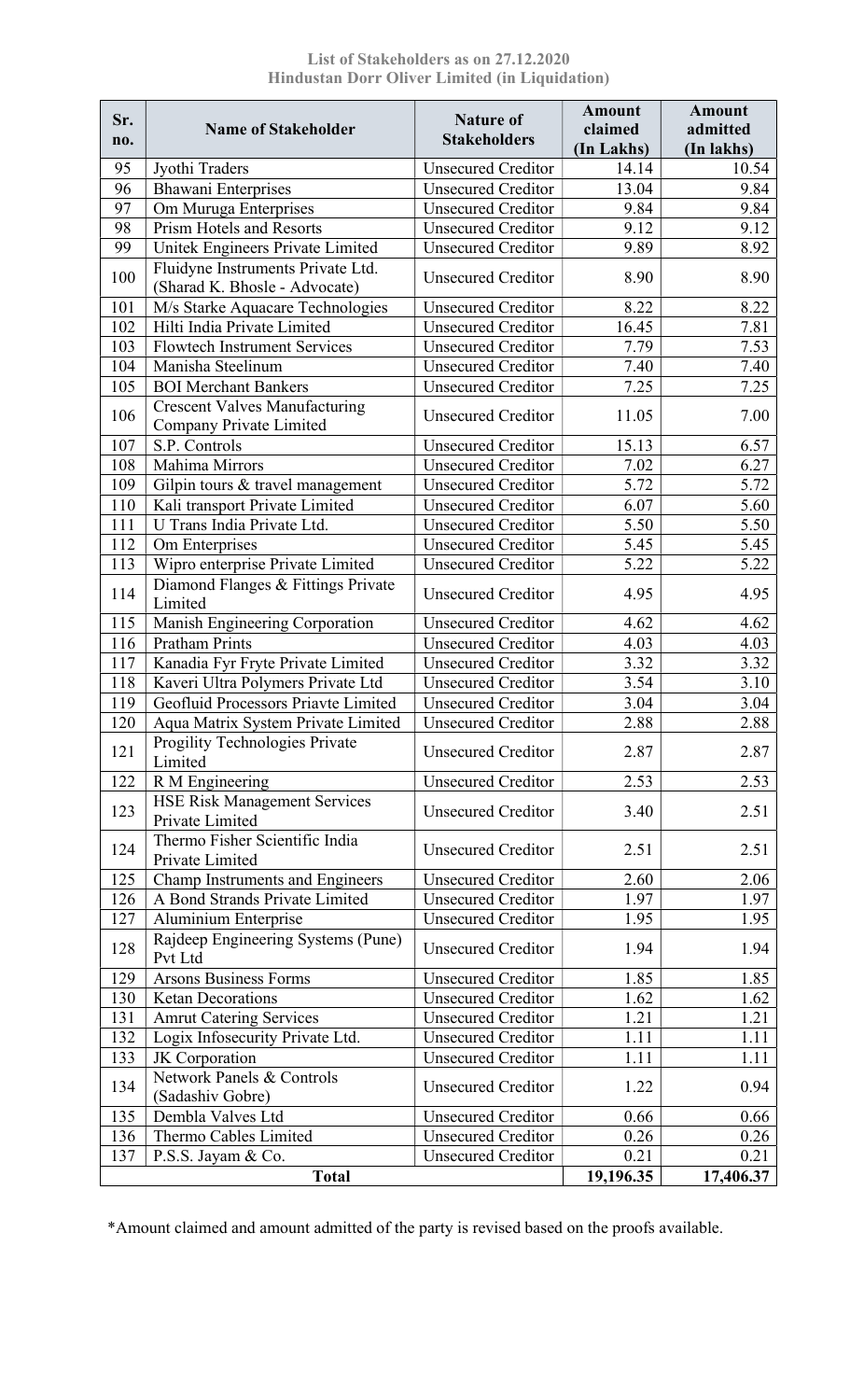**List of Stakeholders as on 27.12.2020**
**Hindustan Dorr Oliver Limited (in Liquidation)**

| Sr. no. | Name of Stakeholder | Nature of Stakeholders | Amount claimed (In Lakhs) | Amount admitted (In lakhs) |
|---|---|---|---|---|
| 95 | Jyothi Traders | Unsecured Creditor | 14.14 | 10.54 |
| 96 | Bhawani Enterprises | Unsecured Creditor | 13.04 | 9.84 |
| 97 | Om Muruga Enterprises | Unsecured Creditor | 9.84 | 9.84 |
| 98 | Prism Hotels and Resorts | Unsecured Creditor | 9.12 | 9.12 |
| 99 | Unitek Engineers Private Limited | Unsecured Creditor | 9.89 | 8.92 |
| 100 | Fluidyne Instruments Private Ltd. (Sharad K. Bhosle - Advocate) | Unsecured Creditor | 8.90 | 8.90 |
| 101 | M/s Starke Aquacare Technologies | Unsecured Creditor | 8.22 | 8.22 |
| 102 | Hilti India Private Limited | Unsecured Creditor | 16.45 | 7.81 |
| 103 | Flowtech Instrument Services | Unsecured Creditor | 7.79 | 7.53 |
| 104 | Manisha Steelinum | Unsecured Creditor | 7.40 | 7.40 |
| 105 | BOI Merchant Bankers | Unsecured Creditor | 7.25 | 7.25 |
| 106 | Crescent Valves Manufacturing Company Private Limited | Unsecured Creditor | 11.05 | 7.00 |
| 107 | S.P. Controls | Unsecured Creditor | 15.13 | 6.57 |
| 108 | Mahima Mirrors | Unsecured Creditor | 7.02 | 6.27 |
| 109 | Gilpin tours & travel management | Unsecured Creditor | 5.72 | 5.72 |
| 110 | Kali transport Private Limited | Unsecured Creditor | 6.07 | 5.60 |
| 111 | U Trans India Private Ltd. | Unsecured Creditor | 5.50 | 5.50 |
| 112 | Om Enterprises | Unsecured Creditor | 5.45 | 5.45 |
| 113 | Wipro enterprise Private Limited | Unsecured Creditor | 5.22 | 5.22 |
| 114 | Diamond Flanges & Fittings Private Limited | Unsecured Creditor | 4.95 | 4.95 |
| 115 | Manish Engineering Corporation | Unsecured Creditor | 4.62 | 4.62 |
| 116 | Pratham Prints | Unsecured Creditor | 4.03 | 4.03 |
| 117 | Kanadia Fyr Fryte Private Limited | Unsecured Creditor | 3.32 | 3.32 |
| 118 | Kaveri Ultra Polymers Private Ltd | Unsecured Creditor | 3.54 | 3.10 |
| 119 | Geofluid Processors Priavte Limited | Unsecured Creditor | 3.04 | 3.04 |
| 120 | Aqua Matrix System Private Limited | Unsecured Creditor | 2.88 | 2.88 |
| 121 | Progility Technologies Private Limited | Unsecured Creditor | 2.87 | 2.87 |
| 122 | R M Engineering | Unsecured Creditor | 2.53 | 2.53 |
| 123 | HSE Risk Management Services Private Limited | Unsecured Creditor | 3.40 | 2.51 |
| 124 | Thermo Fisher Scientific India Private Limited | Unsecured Creditor | 2.51 | 2.51 |
| 125 | Champ Instruments and Engineers | Unsecured Creditor | 2.60 | 2.06 |
| 126 | A Bond Strands Private Limited | Unsecured Creditor | 1.97 | 1.97 |
| 127 | Aluminium Enterprise | Unsecured Creditor | 1.95 | 1.95 |
| 128 | Rajdeep Engineering Systems (Pune) Pvt Ltd | Unsecured Creditor | 1.94 | 1.94 |
| 129 | Arsons Business Forms | Unsecured Creditor | 1.85 | 1.85 |
| 130 | Ketan Decorations | Unsecured Creditor | 1.62 | 1.62 |
| 131 | Amrut Catering Services | Unsecured Creditor | 1.21 | 1.21 |
| 132 | Logix Infosecurity Private Ltd. | Unsecured Creditor | 1.11 | 1.11 |
| 133 | JK Corporation | Unsecured Creditor | 1.11 | 1.11 |
| 134 | Network Panels & Controls (Sadashiv Gobre) | Unsecured Creditor | 1.22 | 0.94 |
| 135 | Dembla Valves Ltd | Unsecured Creditor | 0.66 | 0.66 |
| 136 | Thermo Cables Limited | Unsecured Creditor | 0.26 | 0.26 |
| 137 | P.S.S. Jayam & Co. | Unsecured Creditor | 0.21 | 0.21 |
| | **Total** | | **19,196.35** | **17,406.37** |

*Amount claimed and amount admitted of the party is revised based on the proofs available.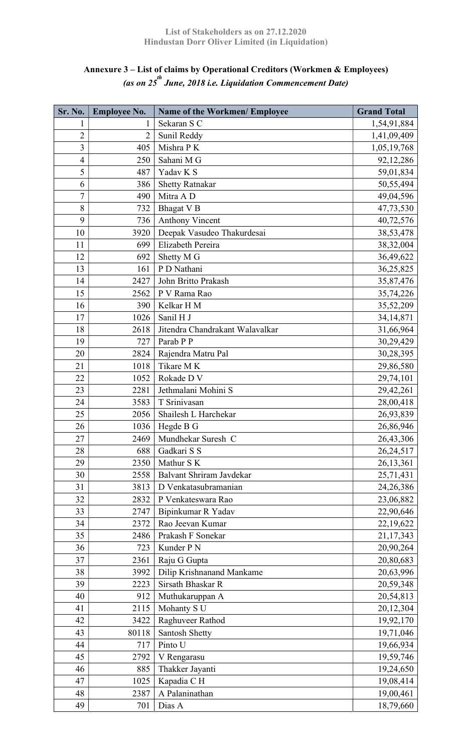## Annexure 3 – List of claims by Operational Creditors (Workmen & Employees)

***(as on 25th June, 2018 i.e. Liquidation Commencement Date)***

| Sr. No. | Employee No. | Name of the Workmen/ Employee | Grand Total |
|---|---|---|---|
| 1 | 1 | Sekaran S C | 1,54,91,884 |
| 2 | 2 | Sunil Reddy | 1,41,09,409 |
| 3 | 405 | Mishra P K | 1,05,19,768 |
| 4 | 250 | Sahani M G | 92,12,286 |
| 5 | 487 | Yadav K S | 59,01,834 |
| 6 | 386 | Shetty Ratnakar | 50,55,494 |
| 7 | 490 | Mitra A D | 49,04,596 |
| 8 | 732 | Bhagat V B | 47,73,530 |
| 9 | 736 | Anthony Vincent | 40,72,576 |
| 10 | 3920 | Deepak Vasudeo Thakurdesai | 38,53,478 |
| 11 | 699 | Elizabeth Pereira | 38,32,004 |
| 12 | 692 | Shetty M G | 36,49,622 |
| 13 | 161 | P D Nathani | 36,25,825 |
| 14 | 2427 | John Britto Prakash | 35,87,476 |
| 15 | 2562 | P V Rama Rao | 35,74,226 |
| 16 | 390 | Kelkar H M | 35,52,209 |
| 17 | 1026 | Sanil H J | 34,14,871 |
| 18 | 2618 | Jitendra Chandrakant Walavalkar | 31,66,964 |
| 19 | 727 | Parab P P | 30,29,429 |
| 20 | 2824 | Rajendra Matru Pal | 30,28,395 |
| 21 | 1018 | Tikare M K | 29,86,580 |
| 22 | 1052 | Rokade D V | 29,74,101 |
| 23 | 2281 | Jethmalani Mohini S | 29,42,261 |
| 24 | 3583 | T Srinivasan | 28,00,418 |
| 25 | 2056 | Shailesh L Harchekar | 26,93,839 |
| 26 | 1036 | Hegde B G | 26,86,946 |
| 27 | 2469 | Mundhekar Suresh C | 26,43,306 |
| 28 | 688 | Gadkari S S | 26,24,517 |
| 29 | 2350 | Mathur S K | 26,13,361 |
| 30 | 2558 | Balvant Shriram Javdekar | 25,71,431 |
| 31 | 3813 | D Venkatasubramanian | 24,26,386 |
| 32 | 2832 | P Venkateswara Rao | 23,06,882 |
| 33 | 2747 | Bipinkumar R Yadav | 22,90,646 |
| 34 | 2372 | Rao Jeevan Kumar | 22,19,622 |
| 35 | 2486 | Prakash F Sonekar | 21,17,343 |
| 36 | 723 | Kunder P N | 20,90,264 |
| 37 | 2361 | Raju G Gupta | 20,80,683 |
| 38 | 3992 | Dilip Krishnanand Mankame | 20,63,996 |
| 39 | 2223 | Sirsath Bhaskar R | 20,59,348 |
| 40 | 912 | Muthukaruppan A | 20,54,813 |
| 41 | 2115 | Mohanty S U | 20,12,304 |
| 42 | 3422 | Raghuveer Rathod | 19,92,170 |
| 43 | 80118 | Santosh Shetty | 19,71,046 |
| 44 | 717 | Pinto U | 19,66,934 |
| 45 | 2792 | V Rengarasu | 19,59,746 |
| 46 | 885 | Thakker Jayanti | 19,24,650 |
| 47 | 1025 | Kapadia C H | 19,08,414 |
| 48 | 2387 | A Palaninathan | 19,00,461 |
| 49 | 701 | Dias A | 18,79,660 |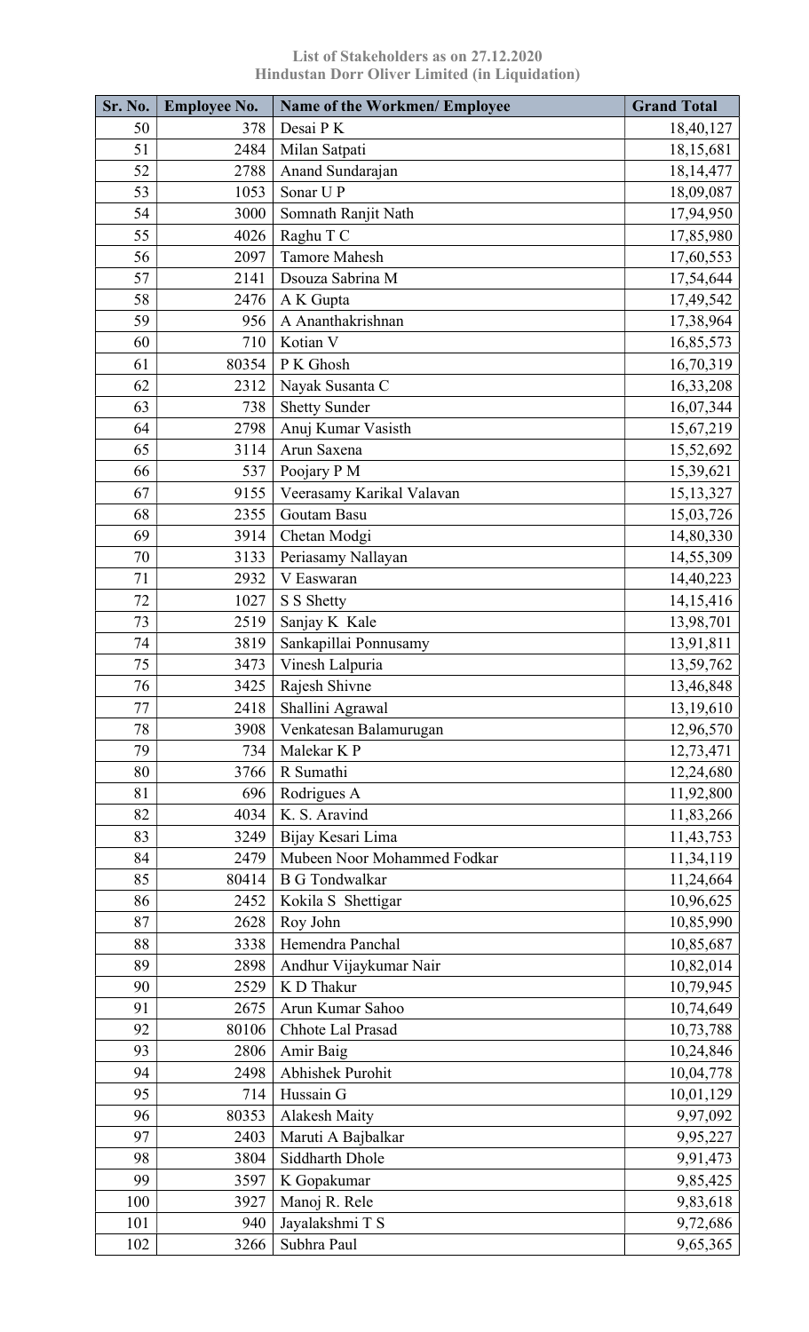**List of Stakeholders as on 27.12.2020**
**Hindustan Dorr Oliver Limited (in Liquidation)**

| Sr. No. | Employee No. | Name of the Workmen/ Employee | Grand Total |
|---|---|---|---|
| 50 | 378 | Desai P K | 18,40,127 |
| 51 | 2484 | Milan Satpati | 18,15,681 |
| 52 | 2788 | Anand Sundarajan | 18,14,477 |
| 53 | 1053 | Sonar U P | 18,09,087 |
| 54 | 3000 | Somnath Ranjit Nath | 17,94,950 |
| 55 | 4026 | Raghu T C | 17,85,980 |
| 56 | 2097 | Tamore Mahesh | 17,60,553 |
| 57 | 2141 | Dsouza Sabrina M | 17,54,644 |
| 58 | 2476 | A K Gupta | 17,49,542 |
| 59 | 956 | A Ananthakrishnan | 17,38,964 |
| 60 | 710 | Kotian V | 16,85,573 |
| 61 | 80354 | P K Ghosh | 16,70,319 |
| 62 | 2312 | Nayak Susanta C | 16,33,208 |
| 63 | 738 | Shetty Sunder | 16,07,344 |
| 64 | 2798 | Anuj Kumar Vasisth | 15,67,219 |
| 65 | 3114 | Arun Saxena | 15,52,692 |
| 66 | 537 | Poojary P M | 15,39,621 |
| 67 | 9155 | Veerasamy Karikal Valavan | 15,13,327 |
| 68 | 2355 | Goutam Basu | 15,03,726 |
| 69 | 3914 | Chetan Modgi | 14,80,330 |
| 70 | 3133 | Periasamy Nallayan | 14,55,309 |
| 71 | 2932 | V Easwaran | 14,40,223 |
| 72 | 1027 | S S Shetty | 14,15,416 |
| 73 | 2519 | Sanjay K Kale | 13,98,701 |
| 74 | 3819 | Sankapillai Ponnusamy | 13,91,811 |
| 75 | 3473 | Vinesh Lalpuria | 13,59,762 |
| 76 | 3425 | Rajesh Shivne | 13,46,848 |
| 77 | 2418 | Shallini Agrawal | 13,19,610 |
| 78 | 3908 | Venkatesan Balamurugan | 12,96,570 |
| 79 | 734 | Malekar K P | 12,73,471 |
| 80 | 3766 | R Sumathi | 12,24,680 |
| 81 | 696 | Rodrigues A | 11,92,800 |
| 82 | 4034 | K. S. Aravind | 11,83,266 |
| 83 | 3249 | Bijay Kesari Lima | 11,43,753 |
| 84 | 2479 | Mubeen Noor Mohammed Fodkar | 11,34,119 |
| 85 | 80414 | B G Tondwalkar | 11,24,664 |
| 86 | 2452 | Kokila S Shettigar | 10,96,625 |
| 87 | 2628 | Roy John | 10,85,990 |
| 88 | 3338 | Hemendra Panchal | 10,85,687 |
| 89 | 2898 | Andhur Vijaykumar Nair | 10,82,014 |
| 90 | 2529 | K D Thakur | 10,79,945 |
| 91 | 2675 | Arun Kumar Sahoo | 10,74,649 |
| 92 | 80106 | Chhote Lal Prasad | 10,73,788 |
| 93 | 2806 | Amir Baig | 10,24,846 |
| 94 | 2498 | Abhishek Purohit | 10,04,778 |
| 95 | 714 | Hussain G | 10,01,129 |
| 96 | 80353 | Alakesh Maity | 9,97,092 |
| 97 | 2403 | Maruti A Bajbalkar | 9,95,227 |
| 98 | 3804 | Siddharth Dhole | 9,91,473 |
| 99 | 3597 | K Gopakumar | 9,85,425 |
| 100 | 3927 | Manoj R. Rele | 9,83,618 |
| 101 | 940 | Jayalakshmi T S | 9,72,686 |
| 102 | 3266 | Subhra Paul | 9,65,365 |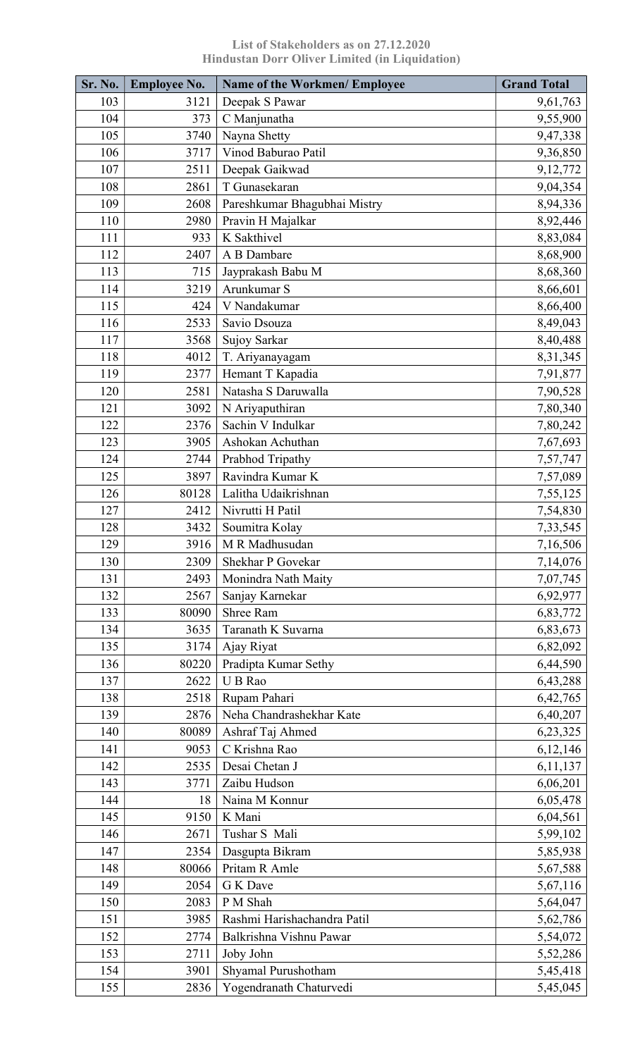**List of Stakeholders as on 27.12.2020**
**Hindustan Dorr Oliver Limited (in Liquidation)**

| Sr. No. | Employee No. | Name of the Workmen/ Employee | Grand Total |
|---|---|---|---|
| 103 | 3121 | Deepak S Pawar | 9,61,763 |
| 104 | 373 | C Manjunatha | 9,55,900 |
| 105 | 3740 | Nayna Shetty | 9,47,338 |
| 106 | 3717 | Vinod Baburao Patil | 9,36,850 |
| 107 | 2511 | Deepak Gaikwad | 9,12,772 |
| 108 | 2861 | T Gunasekaran | 9,04,354 |
| 109 | 2608 | Pareshkumar Bhagubhai Mistry | 8,94,336 |
| 110 | 2980 | Pravin H Majalkar | 8,92,446 |
| 111 | 933 | K Sakthivel | 8,83,084 |
| 112 | 2407 | A B Dambare | 8,68,900 |
| 113 | 715 | Jayprakash Babu M | 8,68,360 |
| 114 | 3219 | Arunkumar S | 8,66,601 |
| 115 | 424 | V Nandakumar | 8,66,400 |
| 116 | 2533 | Savio Dsouza | 8,49,043 |
| 117 | 3568 | Sujoy Sarkar | 8,40,488 |
| 118 | 4012 | T. Ariyanayagam | 8,31,345 |
| 119 | 2377 | Hemant T Kapadia | 7,91,877 |
| 120 | 2581 | Natasha S Daruwalla | 7,90,528 |
| 121 | 3092 | N Ariyaputhiran | 7,80,340 |
| 122 | 2376 | Sachin V Indulkar | 7,80,242 |
| 123 | 3905 | Ashokan Achuthan | 7,67,693 |
| 124 | 2744 | Prabhod Tripathy | 7,57,747 |
| 125 | 3897 | Ravindra Kumar K | 7,57,089 |
| 126 | 80128 | Lalitha Udaikrishnan | 7,55,125 |
| 127 | 2412 | Nivrutti H Patil | 7,54,830 |
| 128 | 3432 | Soumitra Kolay | 7,33,545 |
| 129 | 3916 | M R Madhusudan | 7,16,506 |
| 130 | 2309 | Shekhar P Govekar | 7,14,076 |
| 131 | 2493 | Monindra Nath Maity | 7,07,745 |
| 132 | 2567 | Sanjay Karnekar | 6,92,977 |
| 133 | 80090 | Shree Ram | 6,83,772 |
| 134 | 3635 | Taranath K Suvarna | 6,83,673 |
| 135 | 3174 | Ajay Riyat | 6,82,092 |
| 136 | 80220 | Pradipta Kumar Sethy | 6,44,590 |
| 137 | 2622 | U B Rao | 6,43,288 |
| 138 | 2518 | Rupam Pahari | 6,42,765 |
| 139 | 2876 | Neha Chandrashekhar Kate | 6,40,207 |
| 140 | 80089 | Ashraf Taj Ahmed | 6,23,325 |
| 141 | 9053 | C Krishna Rao | 6,12,146 |
| 142 | 2535 | Desai Chetan J | 6,11,137 |
| 143 | 3771 | Zaibu Hudson | 6,06,201 |
| 144 | 18 | Naina M Konnur | 6,05,478 |
| 145 | 9150 | K Mani | 6,04,561 |
| 146 | 2671 | Tushar S Mali | 5,99,102 |
| 147 | 2354 | Dasgupta Bikram | 5,85,938 |
| 148 | 80066 | Pritam R Amle | 5,67,588 |
| 149 | 2054 | G K Dave | 5,67,116 |
| 150 | 2083 | P M Shah | 5,64,047 |
| 151 | 3985 | Rashmi Harishachandra Patil | 5,62,786 |
| 152 | 2774 | Balkrishna Vishnu Pawar | 5,54,072 |
| 153 | 2711 | Joby John | 5,52,286 |
| 154 | 3901 | Shyamal Purushotham | 5,45,418 |
| 155 | 2836 | Yogendranath Chaturvedi | 5,45,045 |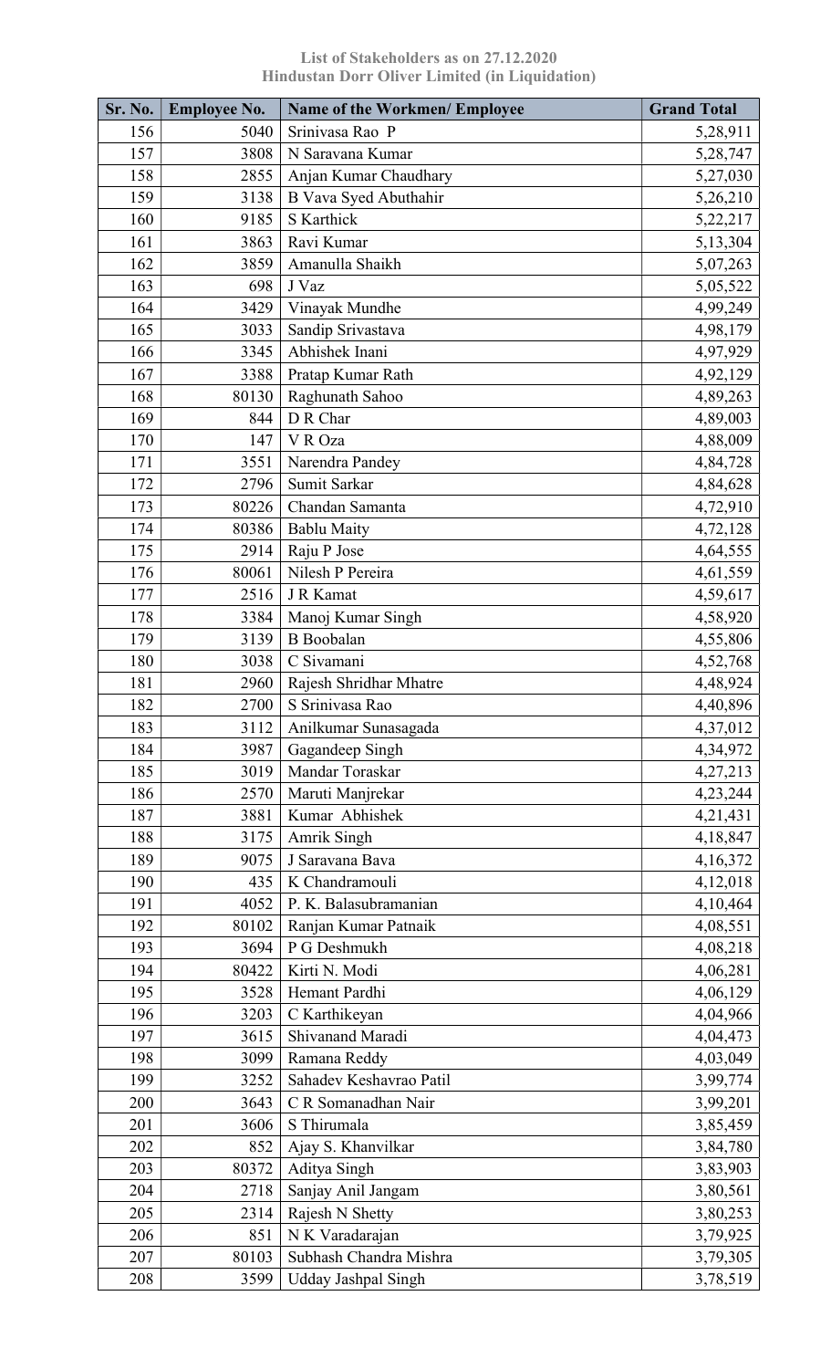**List of Stakeholders as on 27.12.2020**
**Hindustan Dorr Oliver Limited (in Liquidation)**

| Sr. No. | Employee No. | Name of the Workmen/ Employee | Grand Total |
|---|---|---|---|
| 156 | 5040 | Srinivasa Rao P | 5,28,911 |
| 157 | 3808 | N Saravana Kumar | 5,28,747 |
| 158 | 2855 | Anjan Kumar Chaudhary | 5,27,030 |
| 159 | 3138 | B Vava Syed Abuthahir | 5,26,210 |
| 160 | 9185 | S Karthick | 5,22,217 |
| 161 | 3863 | Ravi Kumar | 5,13,304 |
| 162 | 3859 | Amanulla Shaikh | 5,07,263 |
| 163 | 698 | J Vaz | 5,05,522 |
| 164 | 3429 | Vinayak Mundhe | 4,99,249 |
| 165 | 3033 | Sandip Srivastava | 4,98,179 |
| 166 | 3345 | Abhishek Inani | 4,97,929 |
| 167 | 3388 | Pratap Kumar Rath | 4,92,129 |
| 168 | 80130 | Raghunath Sahoo | 4,89,263 |
| 169 | 844 | D R Char | 4,89,003 |
| 170 | 147 | V R Oza | 4,88,009 |
| 171 | 3551 | Narendra Pandey | 4,84,728 |
| 172 | 2796 | Sumit Sarkar | 4,84,628 |
| 173 | 80226 | Chandan Samanta | 4,72,910 |
| 174 | 80386 | Bablu Maity | 4,72,128 |
| 175 | 2914 | Raju P Jose | 4,64,555 |
| 176 | 80061 | Nilesh P Pereira | 4,61,559 |
| 177 | 2516 | J R Kamat | 4,59,617 |
| 178 | 3384 | Manoj Kumar Singh | 4,58,920 |
| 179 | 3139 | B Boobalan | 4,55,806 |
| 180 | 3038 | C Sivamani | 4,52,768 |
| 181 | 2960 | Rajesh Shridhar Mhatre | 4,48,924 |
| 182 | 2700 | S Srinivasa Rao | 4,40,896 |
| 183 | 3112 | Anilkumar Sunasagada | 4,37,012 |
| 184 | 3987 | Gagandeep Singh | 4,34,972 |
| 185 | 3019 | Mandar Toraskar | 4,27,213 |
| 186 | 2570 | Maruti Manjrekar | 4,23,244 |
| 187 | 3881 | Kumar Abhishek | 4,21,431 |
| 188 | 3175 | Amrik Singh | 4,18,847 |
| 189 | 9075 | J Saravana Bava | 4,16,372 |
| 190 | 435 | K Chandramouli | 4,12,018 |
| 191 | 4052 | P. K. Balasubramanian | 4,10,464 |
| 192 | 80102 | Ranjan Kumar Patnaik | 4,08,551 |
| 193 | 3694 | P G Deshmukh | 4,08,218 |
| 194 | 80422 | Kirti N. Modi | 4,06,281 |
| 195 | 3528 | Hemant Pardhi | 4,06,129 |
| 196 | 3203 | C Karthikeyan | 4,04,966 |
| 197 | 3615 | Shivanand Maradi | 4,04,473 |
| 198 | 3099 | Ramana Reddy | 4,03,049 |
| 199 | 3252 | Sahadev Keshavrao Patil | 3,99,774 |
| 200 | 3643 | C R Somanadhan Nair | 3,99,201 |
| 201 | 3606 | S Thirumala | 3,85,459 |
| 202 | 852 | Ajay S. Khanvilkar | 3,84,780 |
| 203 | 80372 | Aditya Singh | 3,83,903 |
| 204 | 2718 | Sanjay Anil Jangam | 3,80,561 |
| 205 | 2314 | Rajesh N Shetty | 3,80,253 |
| 206 | 851 | N K Varadarajan | 3,79,925 |
| 207 | 80103 | Subhash Chandra Mishra | 3,79,305 |
| 208 | 3599 | Udday Jashpal Singh | 3,78,519 |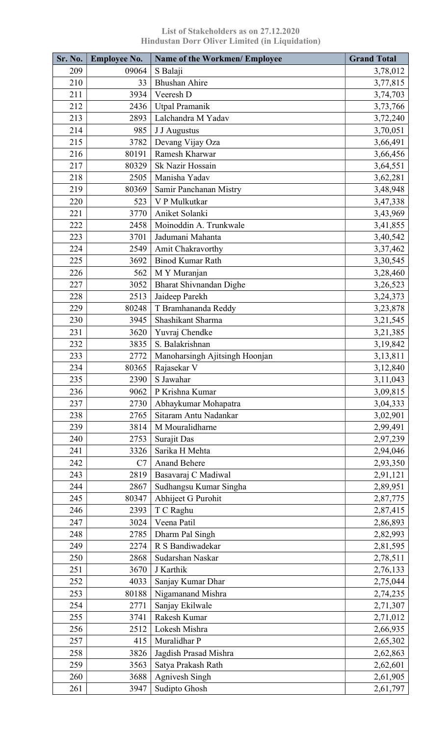**List of Stakeholders as on 27.12.2020**
**Hindustan Dorr Oliver Limited (in Liquidation)**

| Sr. No. | Employee No. | Name of the Workmen/ Employee | Grand Total |
|---|---|---|---|
| 209 | 09064 | S Balaji | 3,78,012 |
| 210 | 33 | Bhushan Ahire | 3,77,815 |
| 211 | 3934 | Veeresh D | 3,74,703 |
| 212 | 2436 | Utpal Pramanik | 3,73,766 |
| 213 | 2893 | Lalchandra M Yadav | 3,72,240 |
| 214 | 985 | J J Augustus | 3,70,051 |
| 215 | 3782 | Devang Vijay Oza | 3,66,491 |
| 216 | 80191 | Ramesh Kharwar | 3,66,456 |
| 217 | 80329 | Sk Nazir Hossain | 3,64,551 |
| 218 | 2505 | Manisha Yadav | 3,62,281 |
| 219 | 80369 | Samir Panchanan Mistry | 3,48,948 |
| 220 | 523 | V P Mulkutkar | 3,47,338 |
| 221 | 3770 | Aniket Solanki | 3,43,969 |
| 222 | 2458 | Moinoddin A. Trunkwale | 3,41,855 |
| 223 | 3701 | Jadumani Mahanta | 3,40,542 |
| 224 | 2549 | Amit Chakravorthy | 3,37,462 |
| 225 | 3692 | Binod Kumar Rath | 3,30,545 |
| 226 | 562 | M Y Muranjan | 3,28,460 |
| 227 | 3052 | Bharat Shivnandan Dighe | 3,26,523 |
| 228 | 2513 | Jaideep Parekh | 3,24,373 |
| 229 | 80248 | T Bramhananda Reddy | 3,23,878 |
| 230 | 3945 | Shashikant Sharma | 3,21,545 |
| 231 | 3620 | Yuvraj Chendke | 3,21,385 |
| 232 | 3835 | S. Balakrishnan | 3,19,842 |
| 233 | 2772 | Manoharsingh Ajitsingh Hoonjan | 3,13,811 |
| 234 | 80365 | Rajasekar V | 3,12,840 |
| 235 | 2390 | S Jawahar | 3,11,043 |
| 236 | 9062 | P Krishna Kumar | 3,09,815 |
| 237 | 2730 | Abhaykumar Mohapatra | 3,04,333 |
| 238 | 2765 | Sitaram Antu Nadankar | 3,02,901 |
| 239 | 3814 | M Mouralidharne | 2,99,491 |
| 240 | 2753 | Surajit Das | 2,97,239 |
| 241 | 3326 | Sarika H Mehta | 2,94,046 |
| 242 | C7 | Anand Behere | 2,93,350 |
| 243 | 2819 | Basavaraj C Madiwal | 2,91,121 |
| 244 | 2867 | Sudhangsu Kumar Singha | 2,89,951 |
| 245 | 80347 | Abhijeet G Purohit | 2,87,775 |
| 246 | 2393 | T C Raghu | 2,87,415 |
| 247 | 3024 | Veena Patil | 2,86,893 |
| 248 | 2785 | Dharm Pal Singh | 2,82,993 |
| 249 | 2274 | R S Bandiwadekar | 2,81,595 |
| 250 | 2868 | Sudarshan Naskar | 2,78,511 |
| 251 | 3670 | J Karthik | 2,76,133 |
| 252 | 4033 | Sanjay Kumar Dhar | 2,75,044 |
| 253 | 80188 | Nigamanand Mishra | 2,74,235 |
| 254 | 2771 | Sanjay Ekilwale | 2,71,307 |
| 255 | 3741 | Rakesh Kumar | 2,71,012 |
| 256 | 2512 | Lokesh Mishra | 2,66,935 |
| 257 | 415 | Muralidhar P | 2,65,302 |
| 258 | 3826 | Jagdish Prasad Mishra | 2,62,863 |
| 259 | 3563 | Satya Prakash Rath | 2,62,601 |
| 260 | 3688 | Agnivesh Singh | 2,61,905 |
| 261 | 3947 | Sudipto Ghosh | 2,61,797 |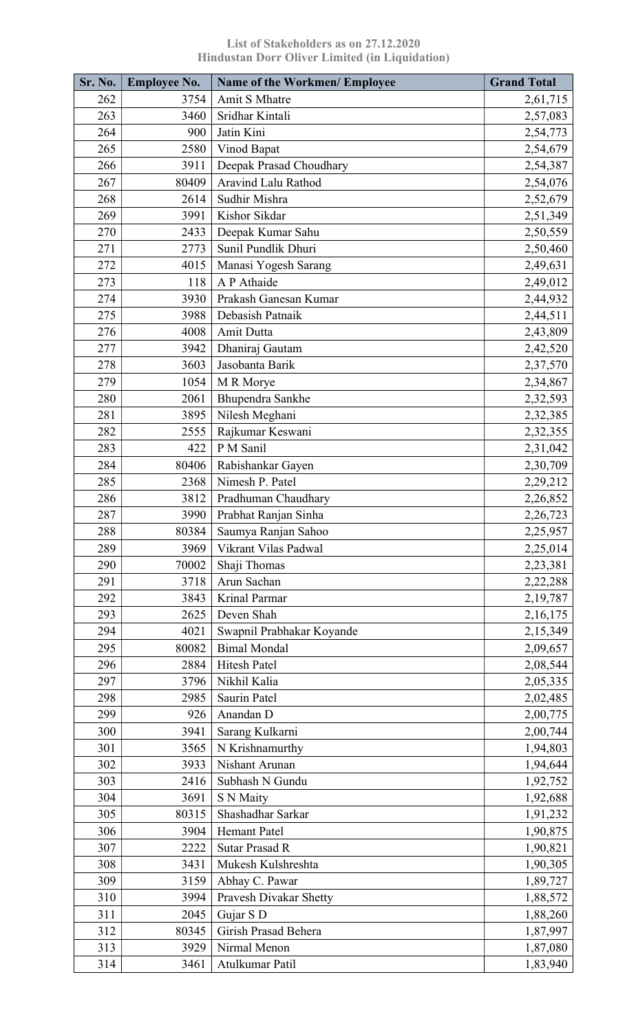**List of Stakeholders as on 27.12.2020**
**Hindustan Dorr Oliver Limited (in Liquidation)**

| Sr. No. | Employee No. | Name of the Workmen/ Employee | Grand Total |
|---|---|---|---|
| 262 | 3754 | Amit S Mhatre | 2,61,715 |
| 263 | 3460 | Sridhar Kintali | 2,57,083 |
| 264 | 900 | Jatin Kini | 2,54,773 |
| 265 | 2580 | Vinod Bapat | 2,54,679 |
| 266 | 3911 | Deepak Prasad Choudhary | 2,54,387 |
| 267 | 80409 | Aravind Lalu Rathod | 2,54,076 |
| 268 | 2614 | Sudhir Mishra | 2,52,679 |
| 269 | 3991 | Kishor Sikdar | 2,51,349 |
| 270 | 2433 | Deepak Kumar Sahu | 2,50,559 |
| 271 | 2773 | Sunil Pundlik Dhuri | 2,50,460 |
| 272 | 4015 | Manasi Yogesh Sarang | 2,49,631 |
| 273 | 118 | A P Athaide | 2,49,012 |
| 274 | 3930 | Prakash Ganesan Kumar | 2,44,932 |
| 275 | 3988 | Debasish Patnaik | 2,44,511 |
| 276 | 4008 | Amit Dutta | 2,43,809 |
| 277 | 3942 | Dhaniraj Gautam | 2,42,520 |
| 278 | 3603 | Jasobanta Barik | 2,37,570 |
| 279 | 1054 | M R Morye | 2,34,867 |
| 280 | 2061 | Bhupendra Sankhe | 2,32,593 |
| 281 | 3895 | Nilesh Meghani | 2,32,385 |
| 282 | 2555 | Rajkumar Keswani | 2,32,355 |
| 283 | 422 | P M Sanil | 2,31,042 |
| 284 | 80406 | Rabishankar Gayen | 2,30,709 |
| 285 | 2368 | Nimesh P. Patel | 2,29,212 |
| 286 | 3812 | Pradhuman Chaudhary | 2,26,852 |
| 287 | 3990 | Prabhat Ranjan Sinha | 2,26,723 |
| 288 | 80384 | Saumya Ranjan Sahoo | 2,25,957 |
| 289 | 3969 | Vikrant Vilas Padwal | 2,25,014 |
| 290 | 70002 | Shaji Thomas | 2,23,381 |
| 291 | 3718 | Arun Sachan | 2,22,288 |
| 292 | 3843 | Krinal Parmar | 2,19,787 |
| 293 | 2625 | Deven Shah | 2,16,175 |
| 294 | 4021 | Swapnil Prabhakar Koyande | 2,15,349 |
| 295 | 80082 | Bimal Mondal | 2,09,657 |
| 296 | 2884 | Hitesh Patel | 2,08,544 |
| 297 | 3796 | Nikhil Kalia | 2,05,335 |
| 298 | 2985 | Saurin Patel | 2,02,485 |
| 299 | 926 | Anandan D | 2,00,775 |
| 300 | 3941 | Sarang Kulkarni | 2,00,744 |
| 301 | 3565 | N Krishnamurthy | 1,94,803 |
| 302 | 3933 | Nishant Arunan | 1,94,644 |
| 303 | 2416 | Subhash N Gundu | 1,92,752 |
| 304 | 3691 | S N Maity | 1,92,688 |
| 305 | 80315 | Shashadhar Sarkar | 1,91,232 |
| 306 | 3904 | Hemant Patel | 1,90,875 |
| 307 | 2222 | Sutar Prasad R | 1,90,821 |
| 308 | 3431 | Mukesh Kulshreshta | 1,90,305 |
| 309 | 3159 | Abhay C. Pawar | 1,89,727 |
| 310 | 3994 | Pravesh Divakar Shetty | 1,88,572 |
| 311 | 2045 | Gujar S D | 1,88,260 |
| 312 | 80345 | Girish Prasad Behera | 1,87,997 |
| 313 | 3929 | Nirmal Menon | 1,87,080 |
| 314 | 3461 | Atulkumar Patil | 1,83,940 |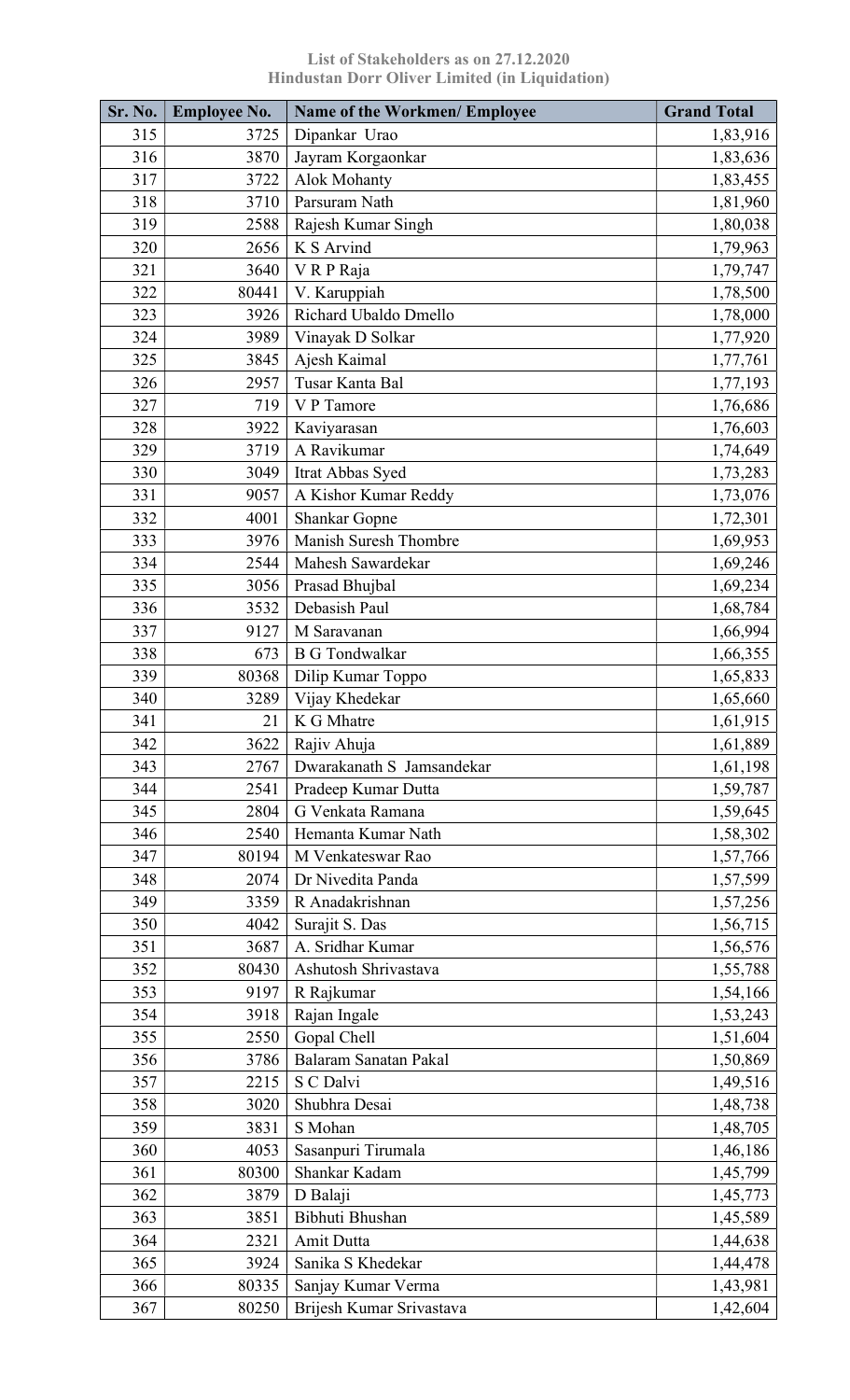**List of Stakeholders as on 27.12.2020**
**Hindustan Dorr Oliver Limited (in Liquidation)**

| Sr. No. | Employee No. | Name of the Workmen/ Employee | Grand Total |
|---|---|---|---|
| 315 | 3725 | Dipankar Urao | 1,83,916 |
| 316 | 3870 | Jayram Korgaonkar | 1,83,636 |
| 317 | 3722 | Alok Mohanty | 1,83,455 |
| 318 | 3710 | Parsuram Nath | 1,81,960 |
| 319 | 2588 | Rajesh Kumar Singh | 1,80,038 |
| 320 | 2656 | K S Arvind | 1,79,963 |
| 321 | 3640 | V R P Raja | 1,79,747 |
| 322 | 80441 | V. Karuppiah | 1,78,500 |
| 323 | 3926 | Richard Ubaldo Dmello | 1,78,000 |
| 324 | 3989 | Vinayak D Solkar | 1,77,920 |
| 325 | 3845 | Ajesh Kaimal | 1,77,761 |
| 326 | 2957 | Tusar Kanta Bal | 1,77,193 |
| 327 | 719 | V P Tamore | 1,76,686 |
| 328 | 3922 | Kaviyarasan | 1,76,603 |
| 329 | 3719 | A Ravikumar | 1,74,649 |
| 330 | 3049 | Itrat Abbas Syed | 1,73,283 |
| 331 | 9057 | A Kishor Kumar Reddy | 1,73,076 |
| 332 | 4001 | Shankar Gopne | 1,72,301 |
| 333 | 3976 | Manish Suresh Thombre | 1,69,953 |
| 334 | 2544 | Mahesh Sawardekar | 1,69,246 |
| 335 | 3056 | Prasad Bhujbal | 1,69,234 |
| 336 | 3532 | Debasish Paul | 1,68,784 |
| 337 | 9127 | M Saravanan | 1,66,994 |
| 338 | 673 | B G Tondwalkar | 1,66,355 |
| 339 | 80368 | Dilip Kumar Toppo | 1,65,833 |
| 340 | 3289 | Vijay Khedekar | 1,65,660 |
| 341 | 21 | K G Mhatre | 1,61,915 |
| 342 | 3622 | Rajiv Ahuja | 1,61,889 |
| 343 | 2767 | Dwarakanath S Jamsandekar | 1,61,198 |
| 344 | 2541 | Pradeep Kumar Dutta | 1,59,787 |
| 345 | 2804 | G Venkata Ramana | 1,59,645 |
| 346 | 2540 | Hemanta Kumar Nath | 1,58,302 |
| 347 | 80194 | M Venkateswar Rao | 1,57,766 |
| 348 | 2074 | Dr Nivedita Panda | 1,57,599 |
| 349 | 3359 | R Anadakrishnan | 1,57,256 |
| 350 | 4042 | Surajit S. Das | 1,56,715 |
| 351 | 3687 | A. Sridhar Kumar | 1,56,576 |
| 352 | 80430 | Ashutosh Shrivastava | 1,55,788 |
| 353 | 9197 | R Rajkumar | 1,54,166 |
| 354 | 3918 | Rajan Ingale | 1,53,243 |
| 355 | 2550 | Gopal Chell | 1,51,604 |
| 356 | 3786 | Balaram Sanatan Pakal | 1,50,869 |
| 357 | 2215 | S C Dalvi | 1,49,516 |
| 358 | 3020 | Shubhra Desai | 1,48,738 |
| 359 | 3831 | S Mohan | 1,48,705 |
| 360 | 4053 | Sasanpuri Tirumala | 1,46,186 |
| 361 | 80300 | Shankar Kadam | 1,45,799 |
| 362 | 3879 | D Balaji | 1,45,773 |
| 363 | 3851 | Bibhuti Bhushan | 1,45,589 |
| 364 | 2321 | Amit Dutta | 1,44,638 |
| 365 | 3924 | Sanika S Khedekar | 1,44,478 |
| 366 | 80335 | Sanjay Kumar Verma | 1,43,981 |
| 367 | 80250 | Brijesh Kumar Srivastava | 1,42,604 |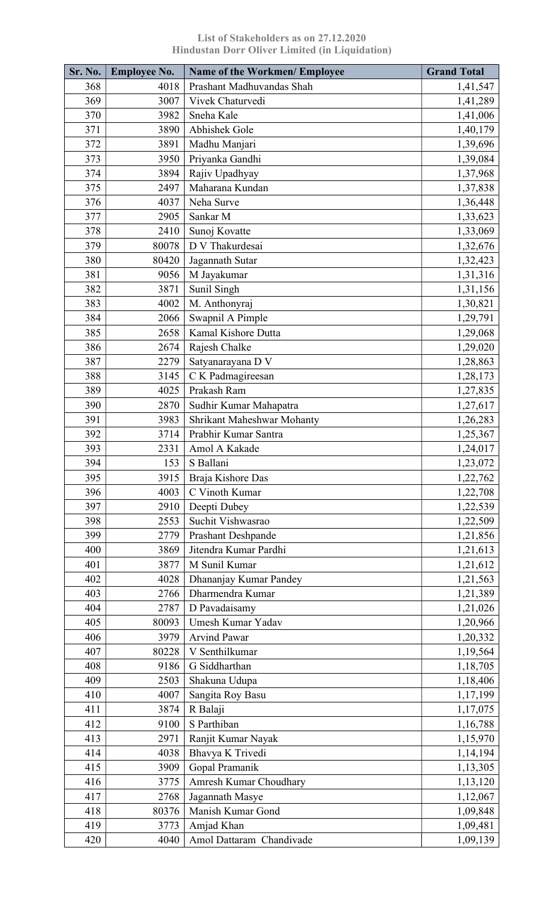List of Stakeholders as on 27.12.2020
Hindustan Dorr Oliver Limited (in Liquidation)

| Sr. No. | Employee No. | Name of the Workmen/ Employee | Grand Total |
|---|---|---|---|
| 368 | 4018 | Prashant Madhuvandas Shah | 1,41,547 |
| 369 | 3007 | Vivek Chaturvedi | 1,41,289 |
| 370 | 3982 | Sneha Kale | 1,41,006 |
| 371 | 3890 | Abhishek Gole | 1,40,179 |
| 372 | 3891 | Madhu Manjari | 1,39,696 |
| 373 | 3950 | Priyanka Gandhi | 1,39,084 |
| 374 | 3894 | Rajiv Upadhyay | 1,37,968 |
| 375 | 2497 | Maharana Kundan | 1,37,838 |
| 376 | 4037 | Neha Surve | 1,36,448 |
| 377 | 2905 | Sankar M | 1,33,623 |
| 378 | 2410 | Sunoj Kovatte | 1,33,069 |
| 379 | 80078 | D V Thakurdesai | 1,32,676 |
| 380 | 80420 | Jagannath Sutar | 1,32,423 |
| 381 | 9056 | M Jayakumar | 1,31,316 |
| 382 | 3871 | Sunil Singh | 1,31,156 |
| 383 | 4002 | M. Anthonyraj | 1,30,821 |
| 384 | 2066 | Swapnil A Pimple | 1,29,791 |
| 385 | 2658 | Kamal Kishore Dutta | 1,29,068 |
| 386 | 2674 | Rajesh Chalke | 1,29,020 |
| 387 | 2279 | Satyanarayana D V | 1,28,863 |
| 388 | 3145 | C K Padmagireesan | 1,28,173 |
| 389 | 4025 | Prakash Ram | 1,27,835 |
| 390 | 2870 | Sudhir Kumar Mahapatra | 1,27,617 |
| 391 | 3983 | Shrikant Maheshwar Mohanty | 1,26,283 |
| 392 | 3714 | Prabhir Kumar Santra | 1,25,367 |
| 393 | 2331 | Amol A Kakade | 1,24,017 |
| 394 | 153 | S Ballani | 1,23,072 |
| 395 | 3915 | Braja Kishore Das | 1,22,762 |
| 396 | 4003 | C Vinoth Kumar | 1,22,708 |
| 397 | 2910 | Deepti Dubey | 1,22,539 |
| 398 | 2553 | Suchit Vishwasrao | 1,22,509 |
| 399 | 2779 | Prashant Deshpande | 1,21,856 |
| 400 | 3869 | Jitendra Kumar Pardhi | 1,21,613 |
| 401 | 3877 | M Sunil Kumar | 1,21,612 |
| 402 | 4028 | Dhananjay Kumar Pandey | 1,21,563 |
| 403 | 2766 | Dharmendra Kumar | 1,21,389 |
| 404 | 2787 | D Pavadaisamy | 1,21,026 |
| 405 | 80093 | Umesh Kumar Yadav | 1,20,966 |
| 406 | 3979 | Arvind Pawar | 1,20,332 |
| 407 | 80228 | V Senthilkumar | 1,19,564 |
| 408 | 9186 | G Siddharthan | 1,18,705 |
| 409 | 2503 | Shakuna Udupa | 1,18,406 |
| 410 | 4007 | Sangita Roy Basu | 1,17,199 |
| 411 | 3874 | R Balaji | 1,17,075 |
| 412 | 9100 | S Parthiban | 1,16,788 |
| 413 | 2971 | Ranjit Kumar Nayak | 1,15,970 |
| 414 | 4038 | Bhavya K Trivedi | 1,14,194 |
| 415 | 3909 | Gopal Pramanik | 1,13,305 |
| 416 | 3775 | Amresh Kumar Choudhary | 1,13,120 |
| 417 | 2768 | Jagannath Masye | 1,12,067 |
| 418 | 80376 | Manish Kumar Gond | 1,09,848 |
| 419 | 3773 | Amjad Khan | 1,09,481 |
| 420 | 4040 | Amol Dattaram Chandivade | 1,09,139 |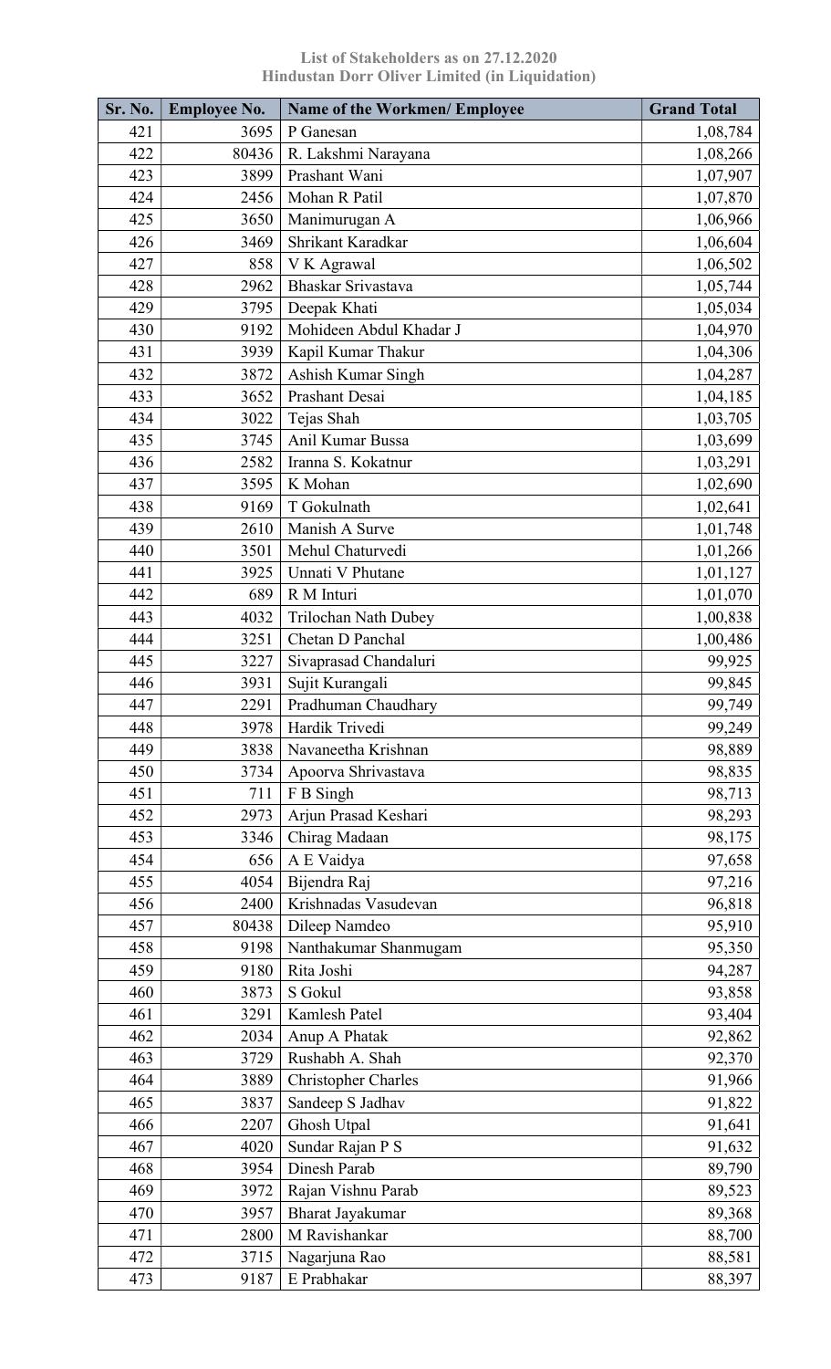**List of Stakeholders as on 27.12.2020**
**Hindustan Dorr Oliver Limited (in Liquidation)**

| Sr. No. | Employee No. | Name of the Workmen/ Employee | Grand Total |
|---|---|---|---|
| 421 | 3695 | P Ganesan | 1,08,784 |
| 422 | 80436 | R. Lakshmi Narayana | 1,08,266 |
| 423 | 3899 | Prashant Wani | 1,07,907 |
| 424 | 2456 | Mohan R Patil | 1,07,870 |
| 425 | 3650 | Manimurugan A | 1,06,966 |
| 426 | 3469 | Shrikant Karadkar | 1,06,604 |
| 427 | 858 | V K Agrawal | 1,06,502 |
| 428 | 2962 | Bhaskar Srivastava | 1,05,744 |
| 429 | 3795 | Deepak Khati | 1,05,034 |
| 430 | 9192 | Mohideen Abdul Khadar J | 1,04,970 |
| 431 | 3939 | Kapil Kumar Thakur | 1,04,306 |
| 432 | 3872 | Ashish Kumar Singh | 1,04,287 |
| 433 | 3652 | Prashant Desai | 1,04,185 |
| 434 | 3022 | Tejas Shah | 1,03,705 |
| 435 | 3745 | Anil Kumar Bussa | 1,03,699 |
| 436 | 2582 | Iranna S. Kokatnur | 1,03,291 |
| 437 | 3595 | K Mohan | 1,02,690 |
| 438 | 9169 | T Gokulnath | 1,02,641 |
| 439 | 2610 | Manish A Surve | 1,01,748 |
| 440 | 3501 | Mehul Chaturvedi | 1,01,266 |
| 441 | 3925 | Unnati V Phutane | 1,01,127 |
| 442 | 689 | R M Inturi | 1,01,070 |
| 443 | 4032 | Trilochan Nath Dubey | 1,00,838 |
| 444 | 3251 | Chetan D Panchal | 1,00,486 |
| 445 | 3227 | Sivaprasad Chandaluri | 99,925 |
| 446 | 3931 | Sujit Kurangali | 99,845 |
| 447 | 2291 | Pradhuman Chaudhary | 99,749 |
| 448 | 3978 | Hardik Trivedi | 99,249 |
| 449 | 3838 | Navaneetha Krishnan | 98,889 |
| 450 | 3734 | Apoorva Shrivastava | 98,835 |
| 451 | 711 | F B Singh | 98,713 |
| 452 | 2973 | Arjun Prasad Keshari | 98,293 |
| 453 | 3346 | Chirag Madaan | 98,175 |
| 454 | 656 | A E Vaidya | 97,658 |
| 455 | 4054 | Bijendra Raj | 97,216 |
| 456 | 2400 | Krishnadas Vasudevan | 96,818 |
| 457 | 80438 | Dileep Namdeo | 95,910 |
| 458 | 9198 | Nanthakumar Shanmugam | 95,350 |
| 459 | 9180 | Rita Joshi | 94,287 |
| 460 | 3873 | S Gokul | 93,858 |
| 461 | 3291 | Kamlesh Patel | 93,404 |
| 462 | 2034 | Anup A Phatak | 92,862 |
| 463 | 3729 | Rushabh A. Shah | 92,370 |
| 464 | 3889 | Christopher Charles | 91,966 |
| 465 | 3837 | Sandeep S Jadhav | 91,822 |
| 466 | 2207 | Ghosh Utpal | 91,641 |
| 467 | 4020 | Sundar Rajan P S | 91,632 |
| 468 | 3954 | Dinesh Parab | 89,790 |
| 469 | 3972 | Rajan Vishnu Parab | 89,523 |
| 470 | 3957 | Bharat Jayakumar | 89,368 |
| 471 | 2800 | M Ravishankar | 88,700 |
| 472 | 3715 | Nagarjuna Rao | 88,581 |
| 473 | 9187 | E Prabhakar | 88,397 |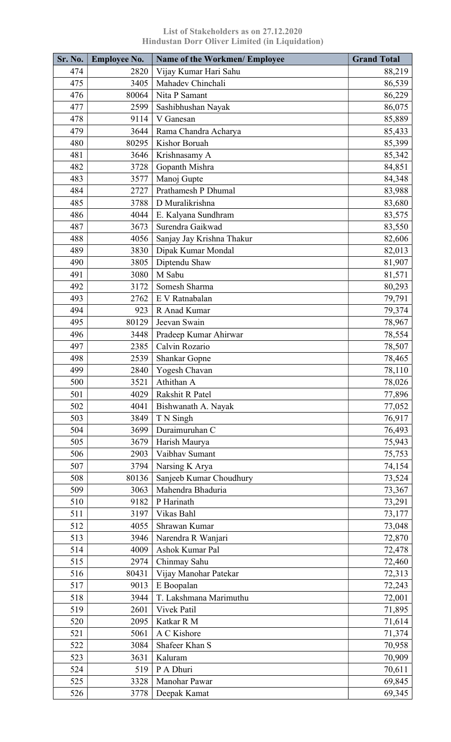**List of Stakeholders as on 27.12.2020**
**Hindustan Dorr Oliver Limited (in Liquidation)**

| Sr. No. | Employee No. | Name of the Workmen/ Employee | Grand Total |
|---|---|---|---|
| 474 | 2820 | Vijay Kumar Hari Sahu | 88,219 |
| 475 | 3405 | Mahadev Chinchali | 86,539 |
| 476 | 80064 | Nita P Samant | 86,229 |
| 477 | 2599 | Sashibhushan Nayak | 86,075 |
| 478 | 9114 | V Ganesan | 85,889 |
| 479 | 3644 | Rama Chandra Acharya | 85,433 |
| 480 | 80295 | Kishor Boruah | 85,399 |
| 481 | 3646 | Krishnasamy A | 85,342 |
| 482 | 3728 | Gopanth Mishra | 84,851 |
| 483 | 3577 | Manoj Gupte | 84,348 |
| 484 | 2727 | Prathamesh P Dhumal | 83,988 |
| 485 | 3788 | D Muralikrishna | 83,680 |
| 486 | 4044 | E. Kalyana Sundhram | 83,575 |
| 487 | 3673 | Surendra Gaikwad | 83,550 |
| 488 | 4056 | Sanjay Jay Krishna Thakur | 82,606 |
| 489 | 3830 | Dipak Kumar Mondal | 82,013 |
| 490 | 3805 | Diptendu Shaw | 81,907 |
| 491 | 3080 | M Sabu | 81,571 |
| 492 | 3172 | Somesh Sharma | 80,293 |
| 493 | 2762 | E V Ratnabalan | 79,791 |
| 494 | 923 | R Anad Kumar | 79,374 |
| 495 | 80129 | Jeevan Swain | 78,967 |
| 496 | 3448 | Pradeep Kumar Ahirwar | 78,554 |
| 497 | 2385 | Calvin Rozario | 78,507 |
| 498 | 2539 | Shankar Gopne | 78,465 |
| 499 | 2840 | Yogesh Chavan | 78,110 |
| 500 | 3521 | Athithan A | 78,026 |
| 501 | 4029 | Rakshit R Patel | 77,896 |
| 502 | 4041 | Bishwanath A. Nayak | 77,052 |
| 503 | 3849 | T N Singh | 76,917 |
| 504 | 3699 | Duraimuruhan C | 76,493 |
| 505 | 3679 | Harish Maurya | 75,943 |
| 506 | 2903 | Vaibhav Sumant | 75,753 |
| 507 | 3794 | Narsing K Arya | 74,154 |
| 508 | 80136 | Sanjeeb Kumar Choudhury | 73,524 |
| 509 | 3063 | Mahendra Bhaduria | 73,367 |
| 510 | 9182 | P Harinath | 73,291 |
| 511 | 3197 | Vikas Bahl | 73,177 |
| 512 | 4055 | Shrawan Kumar | 73,048 |
| 513 | 3946 | Narendra R Wanjari | 72,870 |
| 514 | 4009 | Ashok Kumar Pal | 72,478 |
| 515 | 2974 | Chinmay Sahu | 72,460 |
| 516 | 80431 | Vijay Manohar Patekar | 72,313 |
| 517 | 9013 | E Boopalan | 72,243 |
| 518 | 3944 | T. Lakshmana Marimuthu | 72,001 |
| 519 | 2601 | Vivek Patil | 71,895 |
| 520 | 2095 | Katkar R M | 71,614 |
| 521 | 5061 | A C Kishore | 71,374 |
| 522 | 3084 | Shafeer Khan S | 70,958 |
| 523 | 3631 | Kaluram | 70,909 |
| 524 | 519 | P A Dhuri | 70,611 |
| 525 | 3328 | Manohar Pawar | 69,845 |
| 526 | 3778 | Deepak Kamat | 69,345 |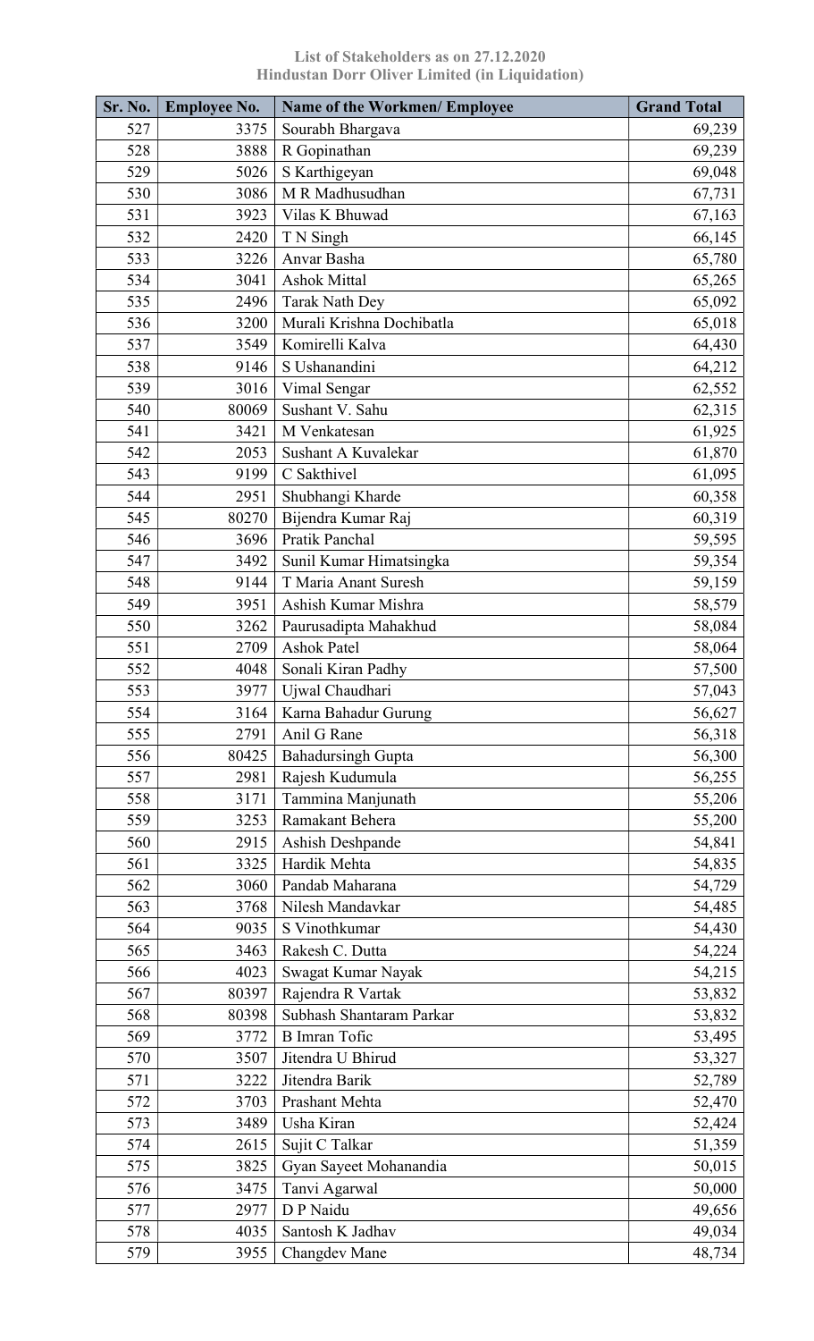**List of Stakeholders as on 27.12.2020**
**Hindustan Dorr Oliver Limited (in Liquidation)**

| Sr. No. | Employee No. | Name of the Workmen/ Employee | Grand Total |
|---|---|---|---|
| 527 | 3375 | Sourabh Bhargava | 69,239 |
| 528 | 3888 | R Gopinathan | 69,239 |
| 529 | 5026 | S Karthigeyan | 69,048 |
| 530 | 3086 | M R Madhusudhan | 67,731 |
| 531 | 3923 | Vilas K Bhuwad | 67,163 |
| 532 | 2420 | T N Singh | 66,145 |
| 533 | 3226 | Anvar Basha | 65,780 |
| 534 | 3041 | Ashok Mittal | 65,265 |
| 535 | 2496 | Tarak Nath Dey | 65,092 |
| 536 | 3200 | Murali Krishna Dochibatla | 65,018 |
| 537 | 3549 | Komirelli Kalva | 64,430 |
| 538 | 9146 | S Ushanandini | 64,212 |
| 539 | 3016 | Vimal Sengar | 62,552 |
| 540 | 80069 | Sushant V. Sahu | 62,315 |
| 541 | 3421 | M Venkatesan | 61,925 |
| 542 | 2053 | Sushant A Kuvalekar | 61,870 |
| 543 | 9199 | C Sakthivel | 61,095 |
| 544 | 2951 | Shubhangi Kharde | 60,358 |
| 545 | 80270 | Bijendra Kumar Raj | 60,319 |
| 546 | 3696 | Pratik Panchal | 59,595 |
| 547 | 3492 | Sunil Kumar Himatsingka | 59,354 |
| 548 | 9144 | T Maria Anant Suresh | 59,159 |
| 549 | 3951 | Ashish Kumar Mishra | 58,579 |
| 550 | 3262 | Paurusadipta Mahakhud | 58,084 |
| 551 | 2709 | Ashok Patel | 58,064 |
| 552 | 4048 | Sonali Kiran Padhy | 57,500 |
| 553 | 3977 | Ujwal Chaudhari | 57,043 |
| 554 | 3164 | Karna Bahadur Gurung | 56,627 |
| 555 | 2791 | Anil G Rane | 56,318 |
| 556 | 80425 | Bahadursingh Gupta | 56,300 |
| 557 | 2981 | Rajesh Kudumula | 56,255 |
| 558 | 3171 | Tammina Manjunath | 55,206 |
| 559 | 3253 | Ramakant Behera | 55,200 |
| 560 | 2915 | Ashish Deshpande | 54,841 |
| 561 | 3325 | Hardik Mehta | 54,835 |
| 562 | 3060 | Pandab Maharana | 54,729 |
| 563 | 3768 | Nilesh Mandavkar | 54,485 |
| 564 | 9035 | S Vinothkumar | 54,430 |
| 565 | 3463 | Rakesh C. Dutta | 54,224 |
| 566 | 4023 | Swagat Kumar Nayak | 54,215 |
| 567 | 80397 | Rajendra R Vartak | 53,832 |
| 568 | 80398 | Subhash Shantaram Parkar | 53,832 |
| 569 | 3772 | B Imran Tofic | 53,495 |
| 570 | 3507 | Jitendra U Bhirud | 53,327 |
| 571 | 3222 | Jitendra Barik | 52,789 |
| 572 | 3703 | Prashant Mehta | 52,470 |
| 573 | 3489 | Usha Kiran | 52,424 |
| 574 | 2615 | Sujit C Talkar | 51,359 |
| 575 | 3825 | Gyan Sayeet Mohanandia | 50,015 |
| 576 | 3475 | Tanvi Agarwal | 50,000 |
| 577 | 2977 | D P Naidu | 49,656 |
| 578 | 4035 | Santosh K Jadhav | 49,034 |
| 579 | 3955 | Changdev Mane | 48,734 |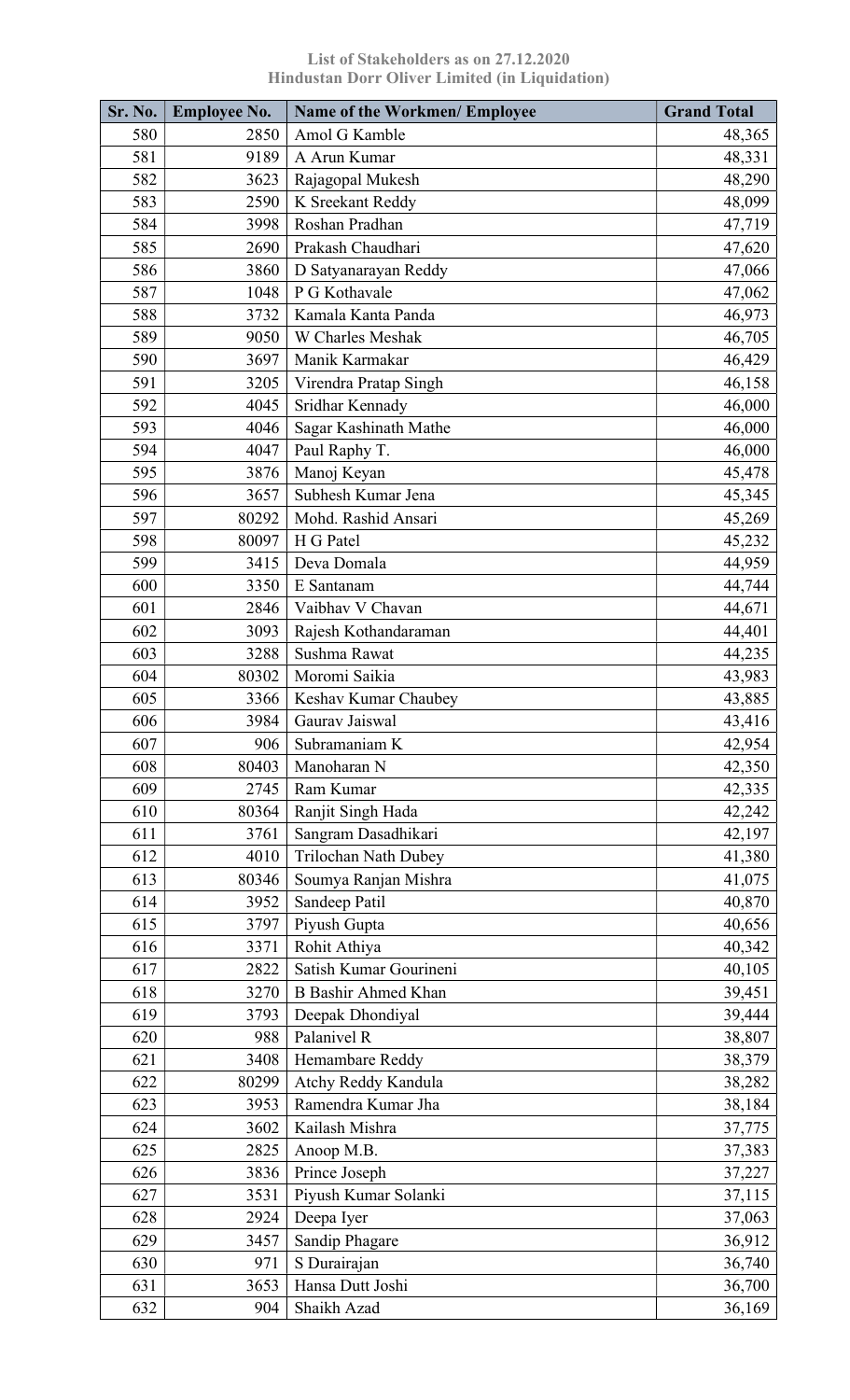**List of Stakeholders as on 27.12.2020**
**Hindustan Dorr Oliver Limited (in Liquidation)**

| Sr. No. | Employee No. | Name of the Workmen/ Employee | Grand Total |
|---|---|---|---|
| 580 | 2850 | Amol G Kamble | 48,365 |
| 581 | 9189 | A Arun Kumar | 48,331 |
| 582 | 3623 | Rajagopal Mukesh | 48,290 |
| 583 | 2590 | K Sreekant Reddy | 48,099 |
| 584 | 3998 | Roshan Pradhan | 47,719 |
| 585 | 2690 | Prakash Chaudhari | 47,620 |
| 586 | 3860 | D Satyanarayan Reddy | 47,066 |
| 587 | 1048 | P G Kothavale | 47,062 |
| 588 | 3732 | Kamala Kanta Panda | 46,973 |
| 589 | 9050 | W Charles Meshak | 46,705 |
| 590 | 3697 | Manik Karmakar | 46,429 |
| 591 | 3205 | Virendra Pratap Singh | 46,158 |
| 592 | 4045 | Sridhar Kennady | 46,000 |
| 593 | 4046 | Sagar Kashinath Mathe | 46,000 |
| 594 | 4047 | Paul Raphy T. | 46,000 |
| 595 | 3876 | Manoj Keyan | 45,478 |
| 596 | 3657 | Subhesh Kumar Jena | 45,345 |
| 597 | 80292 | Mohd. Rashid Ansari | 45,269 |
| 598 | 80097 | H G Patel | 45,232 |
| 599 | 3415 | Deva Domala | 44,959 |
| 600 | 3350 | E Santanam | 44,744 |
| 601 | 2846 | Vaibhav V Chavan | 44,671 |
| 602 | 3093 | Rajesh Kothandaraman | 44,401 |
| 603 | 3288 | Sushma Rawat | 44,235 |
| 604 | 80302 | Moromi Saikia | 43,983 |
| 605 | 3366 | Keshav Kumar Chaubey | 43,885 |
| 606 | 3984 | Gaurav Jaiswal | 43,416 |
| 607 | 906 | Subramaniam K | 42,954 |
| 608 | 80403 | Manoharan N | 42,350 |
| 609 | 2745 | Ram Kumar | 42,335 |
| 610 | 80364 | Ranjit Singh Hada | 42,242 |
| 611 | 3761 | Sangram Dasadhikari | 42,197 |
| 612 | 4010 | Trilochan Nath Dubey | 41,380 |
| 613 | 80346 | Soumya Ranjan Mishra | 41,075 |
| 614 | 3952 | Sandeep Patil | 40,870 |
| 615 | 3797 | Piyush Gupta | 40,656 |
| 616 | 3371 | Rohit Athiya | 40,342 |
| 617 | 2822 | Satish Kumar Gourineni | 40,105 |
| 618 | 3270 | B Bashir Ahmed Khan | 39,451 |
| 619 | 3793 | Deepak Dhondiyal | 39,444 |
| 620 | 988 | Palanivel R | 38,807 |
| 621 | 3408 | Hemambare Reddy | 38,379 |
| 622 | 80299 | Atchy Reddy Kandula | 38,282 |
| 623 | 3953 | Ramendra Kumar Jha | 38,184 |
| 624 | 3602 | Kailash Mishra | 37,775 |
| 625 | 2825 | Anoop M.B. | 37,383 |
| 626 | 3836 | Prince Joseph | 37,227 |
| 627 | 3531 | Piyush Kumar Solanki | 37,115 |
| 628 | 2924 | Deepa Iyer | 37,063 |
| 629 | 3457 | Sandip Phagare | 36,912 |
| 630 | 971 | S Durairajan | 36,740 |
| 631 | 3653 | Hansa Dutt Joshi | 36,700 |
| 632 | 904 | Shaikh Azad | 36,169 |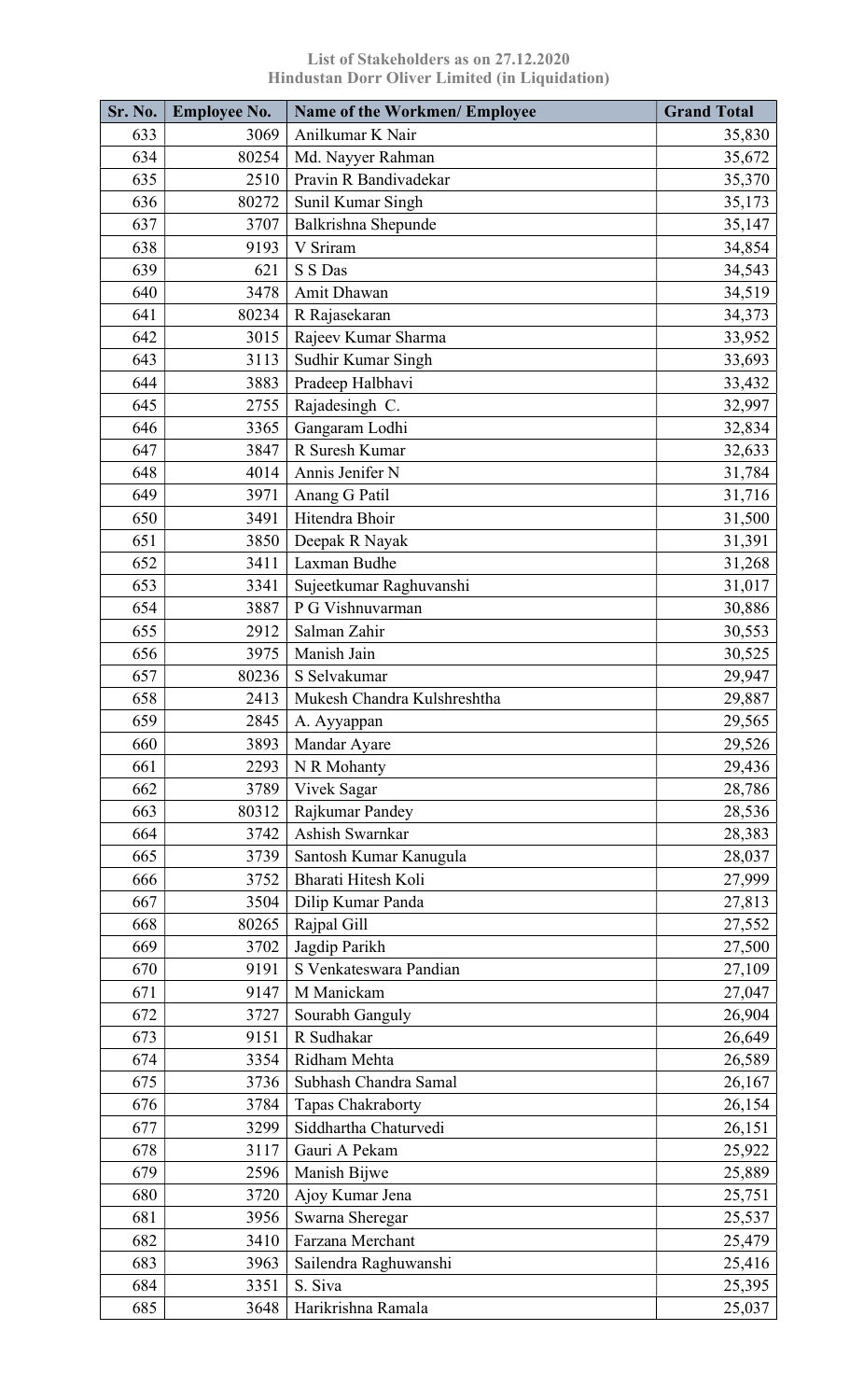**List of Stakeholders as on 27.12.2020**
**Hindustan Dorr Oliver Limited (in Liquidation)**

| Sr. No. | Employee No. | Name of the Workmen/ Employee | Grand Total |
|---|---|---|---|
| 633 | 3069 | Anilkumar K Nair | 35,830 |
| 634 | 80254 | Md. Nayyer Rahman | 35,672 |
| 635 | 2510 | Pravin R Bandivadekar | 35,370 |
| 636 | 80272 | Sunil Kumar Singh | 35,173 |
| 637 | 3707 | Balkrishna Shepunde | 35,147 |
| 638 | 9193 | V Sriram | 34,854 |
| 639 | 621 | S S Das | 34,543 |
| 640 | 3478 | Amit Dhawan | 34,519 |
| 641 | 80234 | R Rajasekaran | 34,373 |
| 642 | 3015 | Rajeev Kumar Sharma | 33,952 |
| 643 | 3113 | Sudhir Kumar Singh | 33,693 |
| 644 | 3883 | Pradeep Halbhavi | 33,432 |
| 645 | 2755 | Rajadesingh C. | 32,997 |
| 646 | 3365 | Gangaram Lodhi | 32,834 |
| 647 | 3847 | R Suresh Kumar | 32,633 |
| 648 | 4014 | Annis Jenifer N | 31,784 |
| 649 | 3971 | Anang G Patil | 31,716 |
| 650 | 3491 | Hitendra Bhoir | 31,500 |
| 651 | 3850 | Deepak R Nayak | 31,391 |
| 652 | 3411 | Laxman Budhe | 31,268 |
| 653 | 3341 | Sujeetkumar Raghuvanshi | 31,017 |
| 654 | 3887 | P G Vishnuvarman | 30,886 |
| 655 | 2912 | Salman Zahir | 30,553 |
| 656 | 3975 | Manish Jain | 30,525 |
| 657 | 80236 | S Selvakumar | 29,947 |
| 658 | 2413 | Mukesh Chandra Kulshreshtha | 29,887 |
| 659 | 2845 | A. Ayyappan | 29,565 |
| 660 | 3893 | Mandar Ayare | 29,526 |
| 661 | 2293 | N R Mohanty | 29,436 |
| 662 | 3789 | Vivek Sagar | 28,786 |
| 663 | 80312 | Rajkumar Pandey | 28,536 |
| 664 | 3742 | Ashish Swarnkar | 28,383 |
| 665 | 3739 | Santosh Kumar Kanugula | 28,037 |
| 666 | 3752 | Bharati Hitesh Koli | 27,999 |
| 667 | 3504 | Dilip Kumar Panda | 27,813 |
| 668 | 80265 | Rajpal Gill | 27,552 |
| 669 | 3702 | Jagdip Parikh | 27,500 |
| 670 | 9191 | S Venkateswara Pandian | 27,109 |
| 671 | 9147 | M Manickam | 27,047 |
| 672 | 3727 | Sourabh Ganguly | 26,904 |
| 673 | 9151 | R Sudhakar | 26,649 |
| 674 | 3354 | Ridham Mehta | 26,589 |
| 675 | 3736 | Subhash Chandra Samal | 26,167 |
| 676 | 3784 | Tapas Chakraborty | 26,154 |
| 677 | 3299 | Siddhartha Chaturvedi | 26,151 |
| 678 | 3117 | Gauri A Pekam | 25,922 |
| 679 | 2596 | Manish Bijwe | 25,889 |
| 680 | 3720 | Ajoy Kumar Jena | 25,751 |
| 681 | 3956 | Swarna Sheregar | 25,537 |
| 682 | 3410 | Farzana Merchant | 25,479 |
| 683 | 3963 | Sailendra Raghuwanshi | 25,416 |
| 684 | 3351 | S. Siva | 25,395 |
| 685 | 3648 | Harikrishna Ramala | 25,037 |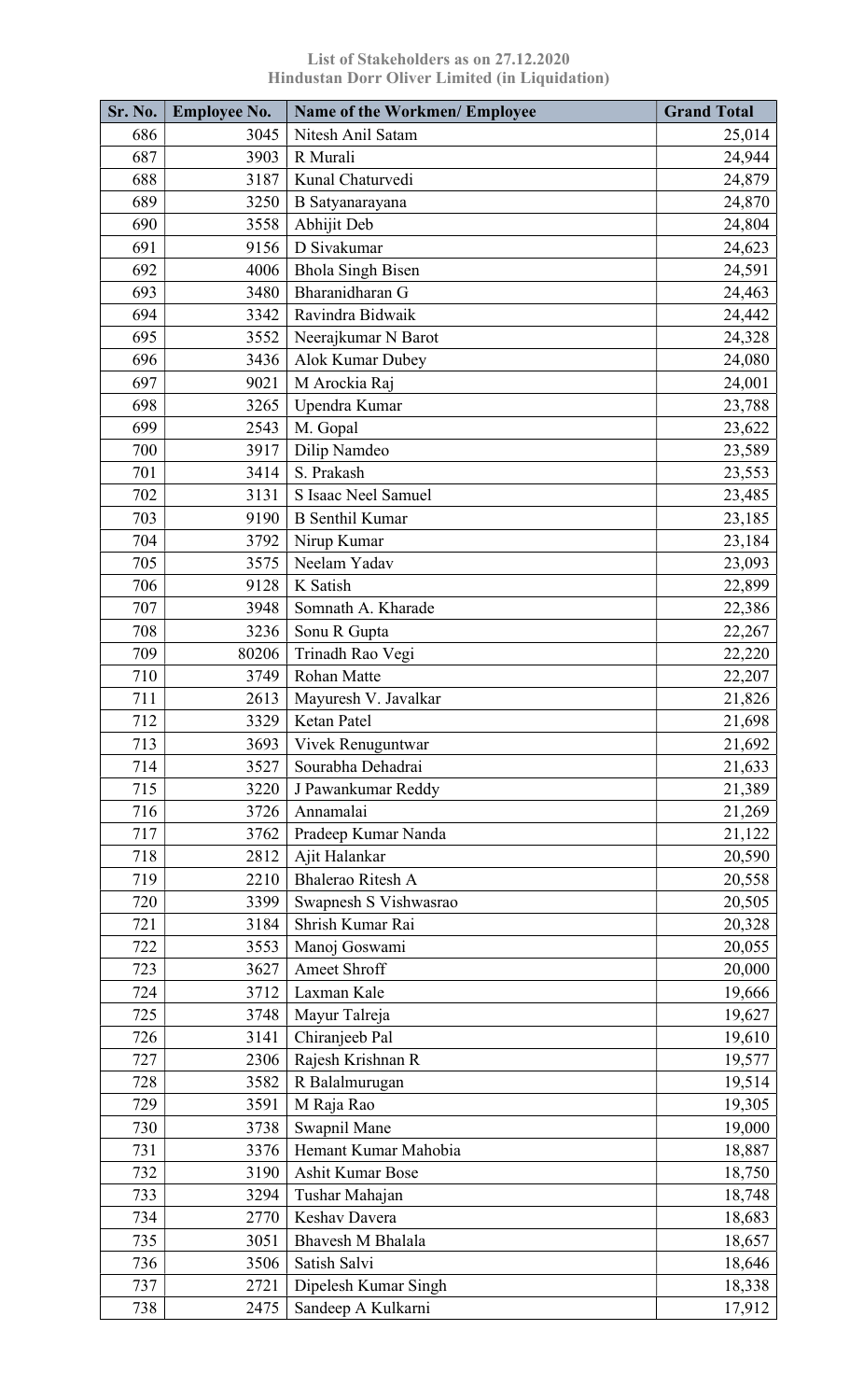**List of Stakeholders as on 27.12.2020**
**Hindustan Dorr Oliver Limited (in Liquidation)**

| Sr. No. | Employee No. | Name of the Workmen/ Employee | Grand Total |
|---|---|---|---|
| 686 | 3045 | Nitesh Anil Satam | 25,014 |
| 687 | 3903 | R Murali | 24,944 |
| 688 | 3187 | Kunal Chaturvedi | 24,879 |
| 689 | 3250 | B Satyanarayana | 24,870 |
| 690 | 3558 | Abhijit Deb | 24,804 |
| 691 | 9156 | D Sivakumar | 24,623 |
| 692 | 4006 | Bhola Singh Bisen | 24,591 |
| 693 | 3480 | Bharanidharan G | 24,463 |
| 694 | 3342 | Ravindra Bidwaik | 24,442 |
| 695 | 3552 | Neerajkumar N Barot | 24,328 |
| 696 | 3436 | Alok Kumar Dubey | 24,080 |
| 697 | 9021 | M Arockia Raj | 24,001 |
| 698 | 3265 | Upendra Kumar | 23,788 |
| 699 | 2543 | M. Gopal | 23,622 |
| 700 | 3917 | Dilip Namdeo | 23,589 |
| 701 | 3414 | S. Prakash | 23,553 |
| 702 | 3131 | S Isaac Neel Samuel | 23,485 |
| 703 | 9190 | B Senthil Kumar | 23,185 |
| 704 | 3792 | Nirup Kumar | 23,184 |
| 705 | 3575 | Neelam Yadav | 23,093 |
| 706 | 9128 | K Satish | 22,899 |
| 707 | 3948 | Somnath A. Kharade | 22,386 |
| 708 | 3236 | Sonu R Gupta | 22,267 |
| 709 | 80206 | Trinadh Rao Vegi | 22,220 |
| 710 | 3749 | Rohan Matte | 22,207 |
| 711 | 2613 | Mayuresh V. Javalkar | 21,826 |
| 712 | 3329 | Ketan Patel | 21,698 |
| 713 | 3693 | Vivek Renuguntwar | 21,692 |
| 714 | 3527 | Sourabha Dehadrai | 21,633 |
| 715 | 3220 | J Pawankumar Reddy | 21,389 |
| 716 | 3726 | Annamalai | 21,269 |
| 717 | 3762 | Pradeep Kumar Nanda | 21,122 |
| 718 | 2812 | Ajit Halankar | 20,590 |
| 719 | 2210 | Bhalerao Ritesh A | 20,558 |
| 720 | 3399 | Swapnesh S Vishwasrao | 20,505 |
| 721 | 3184 | Shrish Kumar Rai | 20,328 |
| 722 | 3553 | Manoj Goswami | 20,055 |
| 723 | 3627 | Ameet Shroff | 20,000 |
| 724 | 3712 | Laxman Kale | 19,666 |
| 725 | 3748 | Mayur Talreja | 19,627 |
| 726 | 3141 | Chiranjeeb Pal | 19,610 |
| 727 | 2306 | Rajesh Krishnan R | 19,577 |
| 728 | 3582 | R Balalmurugan | 19,514 |
| 729 | 3591 | M Raja Rao | 19,305 |
| 730 | 3738 | Swapnil Mane | 19,000 |
| 731 | 3376 | Hemant Kumar Mahobia | 18,887 |
| 732 | 3190 | Ashit Kumar Bose | 18,750 |
| 733 | 3294 | Tushar Mahajan | 18,748 |
| 734 | 2770 | Keshav Davera | 18,683 |
| 735 | 3051 | Bhavesh M Bhalala | 18,657 |
| 736 | 3506 | Satish Salvi | 18,646 |
| 737 | 2721 | Dipelesh Kumar Singh | 18,338 |
| 738 | 2475 | Sandeep A Kulkarni | 17,912 |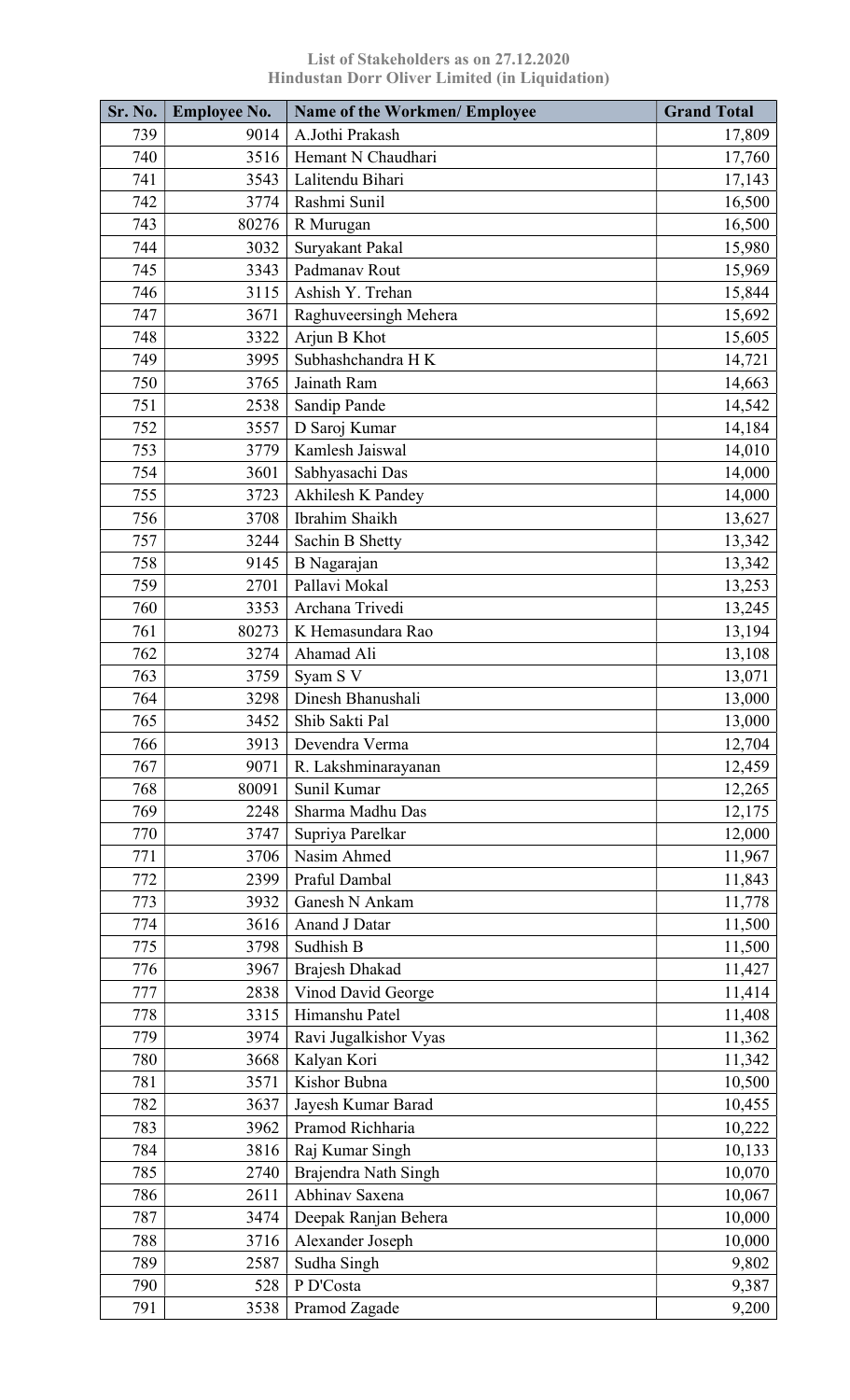**List of Stakeholders as on 27.12.2020**
**Hindustan Dorr Oliver Limited (in Liquidation)**

| Sr. No. | Employee No. | Name of the Workmen/ Employee | Grand Total |
|---|---|---|---|
| 739 | 9014 | A.Jothi Prakash | 17,809 |
| 740 | 3516 | Hemant N Chaudhari | 17,760 |
| 741 | 3543 | Lalitendu Bihari | 17,143 |
| 742 | 3774 | Rashmi Sunil | 16,500 |
| 743 | 80276 | R Murugan | 16,500 |
| 744 | 3032 | Suryakant Pakal | 15,980 |
| 745 | 3343 | Padmanav Rout | 15,969 |
| 746 | 3115 | Ashish Y. Trehan | 15,844 |
| 747 | 3671 | Raghuveersingh Mehera | 15,692 |
| 748 | 3322 | Arjun B Khot | 15,605 |
| 749 | 3995 | Subhashchandra H K | 14,721 |
| 750 | 3765 | Jainath Ram | 14,663 |
| 751 | 2538 | Sandip Pande | 14,542 |
| 752 | 3557 | D Saroj Kumar | 14,184 |
| 753 | 3779 | Kamlesh Jaiswal | 14,010 |
| 754 | 3601 | Sabhyasachi Das | 14,000 |
| 755 | 3723 | Akhilesh K Pandey | 14,000 |
| 756 | 3708 | Ibrahim Shaikh | 13,627 |
| 757 | 3244 | Sachin B Shetty | 13,342 |
| 758 | 9145 | B Nagarajan | 13,342 |
| 759 | 2701 | Pallavi Mokal | 13,253 |
| 760 | 3353 | Archana Trivedi | 13,245 |
| 761 | 80273 | K Hemasundara Rao | 13,194 |
| 762 | 3274 | Ahamad Ali | 13,108 |
| 763 | 3759 | Syam S V | 13,071 |
| 764 | 3298 | Dinesh Bhanushali | 13,000 |
| 765 | 3452 | Shib Sakti Pal | 13,000 |
| 766 | 3913 | Devendra Verma | 12,704 |
| 767 | 9071 | R. Lakshminarayanan | 12,459 |
| 768 | 80091 | Sunil Kumar | 12,265 |
| 769 | 2248 | Sharma Madhu Das | 12,175 |
| 770 | 3747 | Supriya Parelkar | 12,000 |
| 771 | 3706 | Nasim Ahmed | 11,967 |
| 772 | 2399 | Praful Dambal | 11,843 |
| 773 | 3932 | Ganesh N Ankam | 11,778 |
| 774 | 3616 | Anand J Datar | 11,500 |
| 775 | 3798 | Sudhish B | 11,500 |
| 776 | 3967 | Brajesh Dhakad | 11,427 |
| 777 | 2838 | Vinod David George | 11,414 |
| 778 | 3315 | Himanshu Patel | 11,408 |
| 779 | 3974 | Ravi Jugalkishor Vyas | 11,362 |
| 780 | 3668 | Kalyan Kori | 11,342 |
| 781 | 3571 | Kishor Bubna | 10,500 |
| 782 | 3637 | Jayesh Kumar Barad | 10,455 |
| 783 | 3962 | Pramod Richharia | 10,222 |
| 784 | 3816 | Raj Kumar Singh | 10,133 |
| 785 | 2740 | Brajendra Nath Singh | 10,070 |
| 786 | 2611 | Abhinav Saxena | 10,067 |
| 787 | 3474 | Deepak Ranjan Behera | 10,000 |
| 788 | 3716 | Alexander Joseph | 10,000 |
| 789 | 2587 | Sudha Singh | 9,802 |
| 790 | 528 | P D'Costa | 9,387 |
| 791 | 3538 | Pramod Zagade | 9,200 |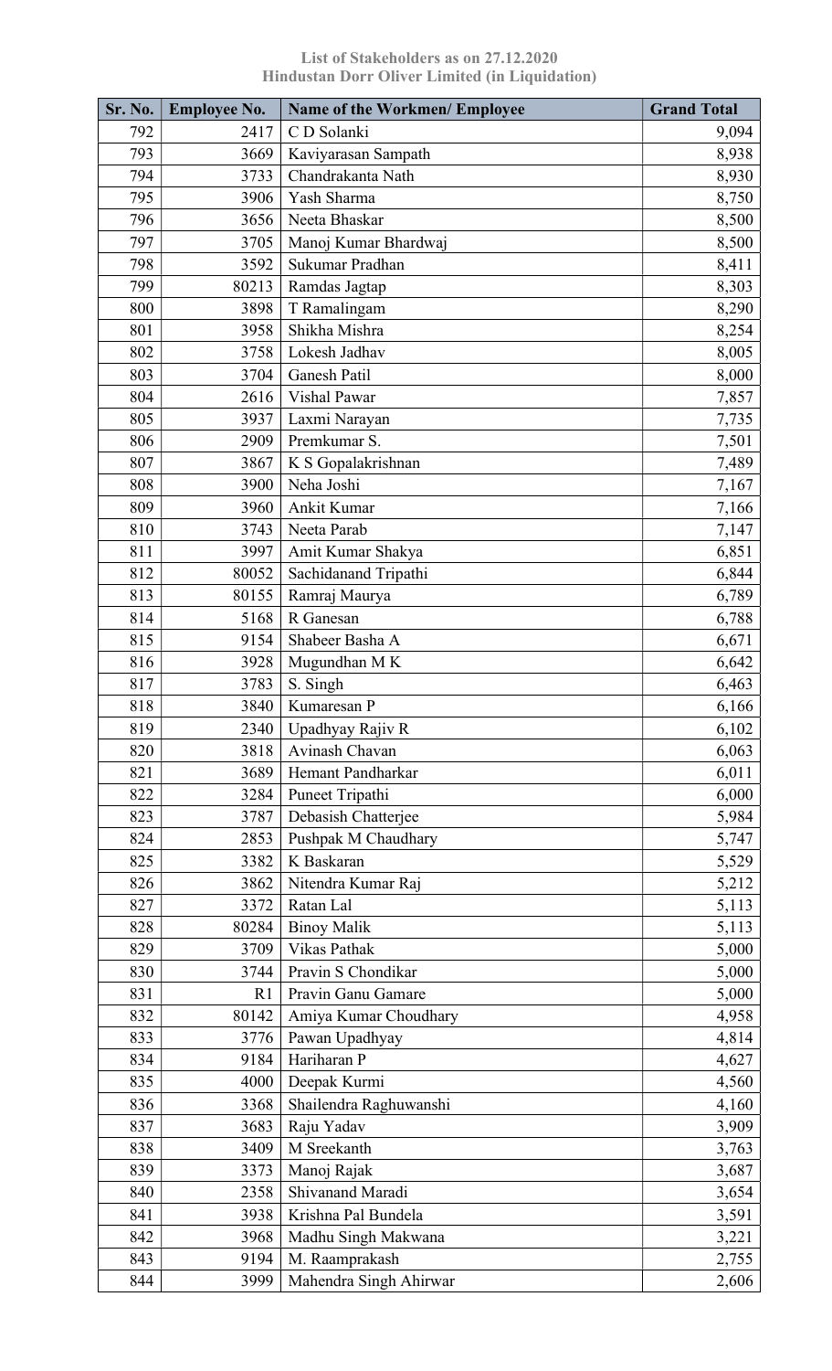**List of Stakeholders as on 27.12.2020**
**Hindustan Dorr Oliver Limited (in Liquidation)**

| Sr. No. | Employee No. | Name of the Workmen/ Employee | Grand Total |
|---|---|---|---|
| 792 | 2417 | C D Solanki | 9,094 |
| 793 | 3669 | Kaviyarasan Sampath | 8,938 |
| 794 | 3733 | Chandrakanta Nath | 8,930 |
| 795 | 3906 | Yash Sharma | 8,750 |
| 796 | 3656 | Neeta Bhaskar | 8,500 |
| 797 | 3705 | Manoj Kumar Bhardwaj | 8,500 |
| 798 | 3592 | Sukumar Pradhan | 8,411 |
| 799 | 80213 | Ramdas Jagtap | 8,303 |
| 800 | 3898 | T Ramalingam | 8,290 |
| 801 | 3958 | Shikha Mishra | 8,254 |
| 802 | 3758 | Lokesh Jadhav | 8,005 |
| 803 | 3704 | Ganesh Patil | 8,000 |
| 804 | 2616 | Vishal Pawar | 7,857 |
| 805 | 3937 | Laxmi Narayan | 7,735 |
| 806 | 2909 | Premkumar S. | 7,501 |
| 807 | 3867 | K S Gopalakrishnan | 7,489 |
| 808 | 3900 | Neha Joshi | 7,167 |
| 809 | 3960 | Ankit Kumar | 7,166 |
| 810 | 3743 | Neeta Parab | 7,147 |
| 811 | 3997 | Amit Kumar Shakya | 6,851 |
| 812 | 80052 | Sachidanand Tripathi | 6,844 |
| 813 | 80155 | Ramraj Maurya | 6,789 |
| 814 | 5168 | R Ganesan | 6,788 |
| 815 | 9154 | Shabeer Basha A | 6,671 |
| 816 | 3928 | Mugundhan M K | 6,642 |
| 817 | 3783 | S. Singh | 6,463 |
| 818 | 3840 | Kumaresan P | 6,166 |
| 819 | 2340 | Upadhyay Rajiv R | 6,102 |
| 820 | 3818 | Avinash Chavan | 6,063 |
| 821 | 3689 | Hemant Pandharkar | 6,011 |
| 822 | 3284 | Puneet Tripathi | 6,000 |
| 823 | 3787 | Debasish Chatterjee | 5,984 |
| 824 | 2853 | Pushpak M Chaudhary | 5,747 |
| 825 | 3382 | K Baskaran | 5,529 |
| 826 | 3862 | Nitendra Kumar Raj | 5,212 |
| 827 | 3372 | Ratan Lal | 5,113 |
| 828 | 80284 | Binoy Malik | 5,113 |
| 829 | 3709 | Vikas Pathak | 5,000 |
| 830 | 3744 | Pravin S Chondikar | 5,000 |
| 831 | R1 | Pravin Ganu Gamare | 5,000 |
| 832 | 80142 | Amiya Kumar Choudhary | 4,958 |
| 833 | 3776 | Pawan Upadhyay | 4,814 |
| 834 | 9184 | Hariharan P | 4,627 |
| 835 | 4000 | Deepak Kurmi | 4,560 |
| 836 | 3368 | Shailendra Raghuwanshi | 4,160 |
| 837 | 3683 | Raju Yadav | 3,909 |
| 838 | 3409 | M Sreekanth | 3,763 |
| 839 | 3373 | Manoj Rajak | 3,687 |
| 840 | 2358 | Shivanand Maradi | 3,654 |
| 841 | 3938 | Krishna Pal Bundela | 3,591 |
| 842 | 3968 | Madhu Singh Makwana | 3,221 |
| 843 | 9194 | M. Raamprakash | 2,755 |
| 844 | 3999 | Mahendra Singh Ahirwar | 2,606 |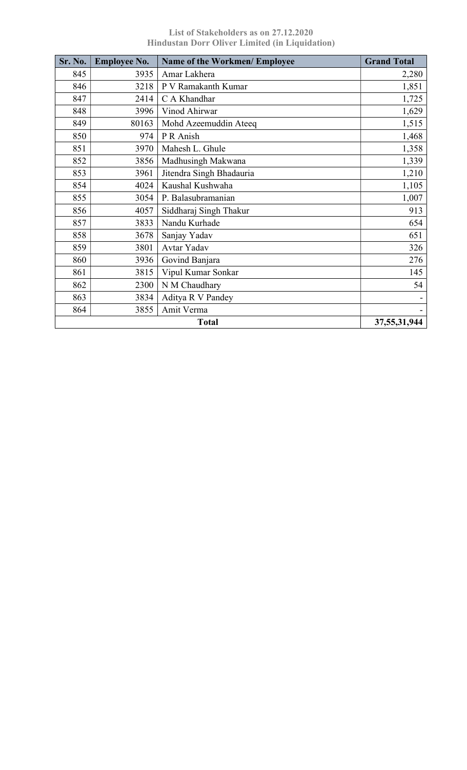List of Stakeholders as on 27.12.2020
Hindustan Dorr Oliver Limited (in Liquidation)

| Sr. No. | Employee No. | Name of the Workmen/ Employee | Grand Total |
|---|---|---|---|
| 845 | 3935 | Amar Lakhera | 2,280 |
| 846 | 3218 | P V Ramakanth Kumar | 1,851 |
| 847 | 2414 | C A Khandhar | 1,725 |
| 848 | 3996 | Vinod Ahirwar | 1,629 |
| 849 | 80163 | Mohd Azeemuddin Ateeq | 1,515 |
| 850 | 974 | P R Anish | 1,468 |
| 851 | 3970 | Mahesh L. Ghule | 1,358 |
| 852 | 3856 | Madhusingh Makwana | 1,339 |
| 853 | 3961 | Jitendra Singh Bhadauria | 1,210 |
| 854 | 4024 | Kaushal Kushwaha | 1,105 |
| 855 | 3054 | P. Balasubramanian | 1,007 |
| 856 | 4057 | Siddharaj Singh Thakur | 913 |
| 857 | 3833 | Nandu Kurhade | 654 |
| 858 | 3678 | Sanjay Yadav | 651 |
| 859 | 3801 | Avtar Yadav | 326 |
| 860 | 3936 | Govind Banjara | 276 |
| 861 | 3815 | Vipul Kumar Sonkar | 145 |
| 862 | 2300 | N M Chaudhary | 54 |
| 863 | 3834 | Aditya R V Pandey | - |
| 864 | 3855 | Amit Verma | - |
| **Total** | | | **37,55,31,944** |